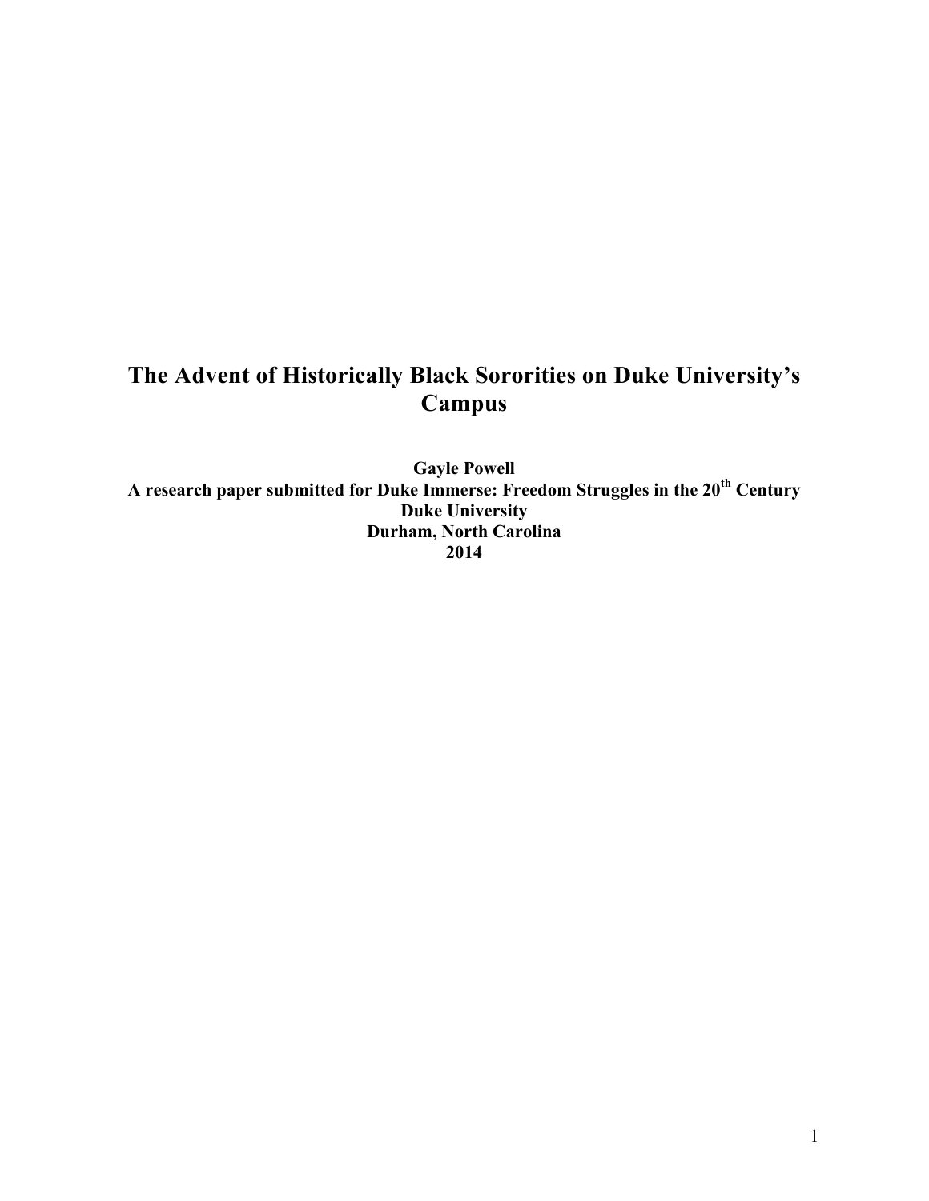# The Advent of Historically Black Sororities on Duke University's Campus

**Gayle Powell**
**A research paper submitted for Duke Immerse: Freedom Struggles in the 20th Century**
**Duke University**
**Durham, North Carolina**
**2014**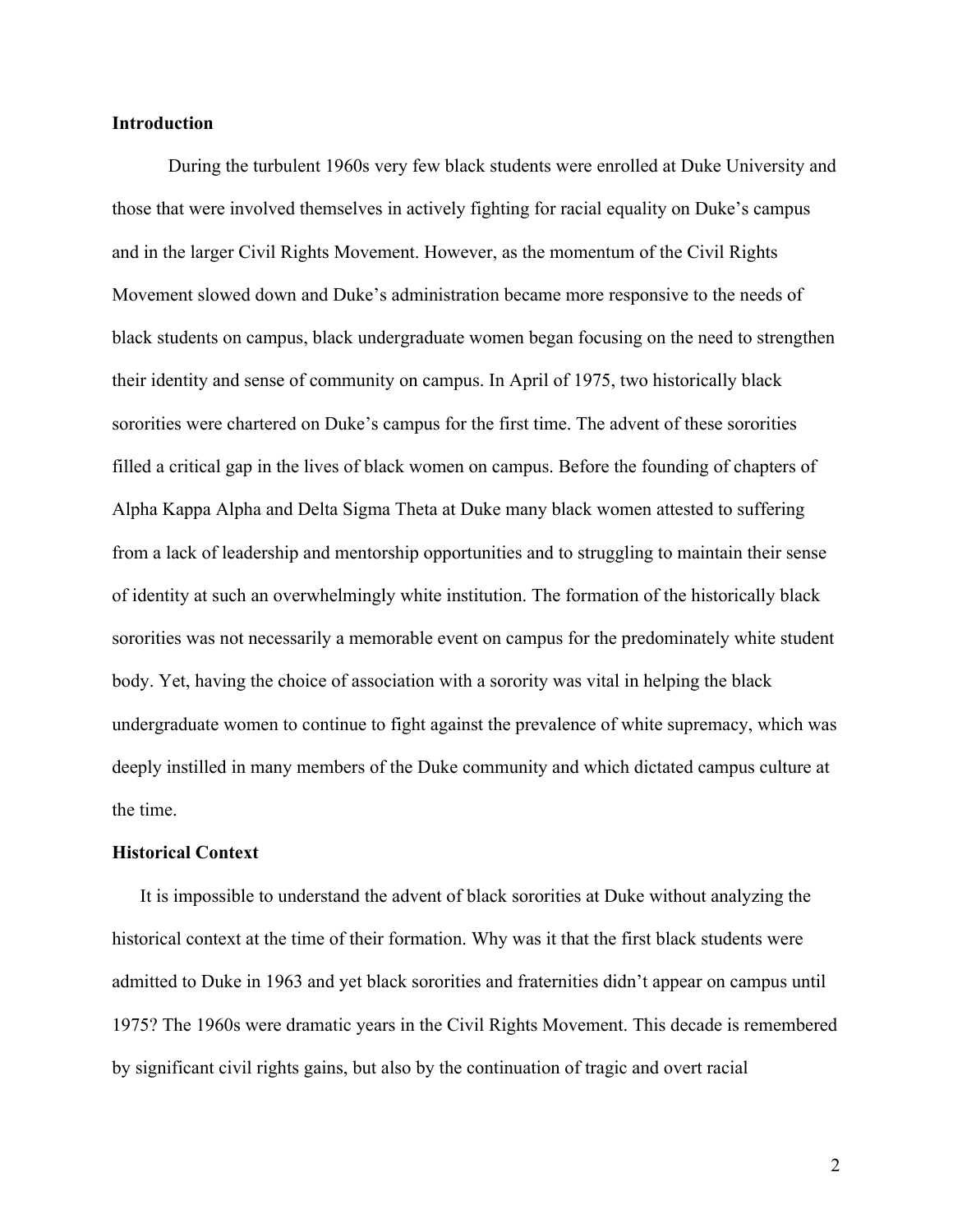**Introduction**

During the turbulent 1960s very few black students were enrolled at Duke University and those that were involved themselves in actively fighting for racial equality on Duke's campus and in the larger Civil Rights Movement. However, as the momentum of the Civil Rights Movement slowed down and Duke's administration became more responsive to the needs of black students on campus, black undergraduate women began focusing on the need to strengthen their identity and sense of community on campus. In April of 1975, two historically black sororities were chartered on Duke's campus for the first time. The advent of these sororities filled a critical gap in the lives of black women on campus. Before the founding of chapters of Alpha Kappa Alpha and Delta Sigma Theta at Duke many black women attested to suffering from a lack of leadership and mentorship opportunities and to struggling to maintain their sense of identity at such an overwhelmingly white institution. The formation of the historically black sororities was not necessarily a memorable event on campus for the predominately white student body. Yet, having the choice of association with a sorority was vital in helping the black undergraduate women to continue to fight against the prevalence of white supremacy, which was deeply instilled in many members of the Duke community and which dictated campus culture at the time.

**Historical Context**

It is impossible to understand the advent of black sororities at Duke without analyzing the historical context at the time of their formation. Why was it that the first black students were admitted to Duke in 1963 and yet black sororities and fraternities didn't appear on campus until 1975? The 1960s were dramatic years in the Civil Rights Movement. This decade is remembered by significant civil rights gains, but also by the continuation of tragic and overt racial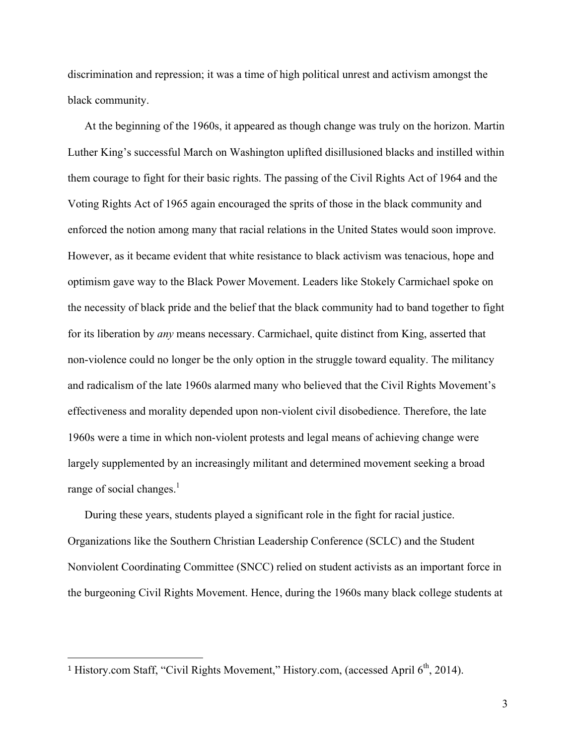discrimination and repression; it was a time of high political unrest and activism amongst the black community.

At the beginning of the 1960s, it appeared as though change was truly on the horizon. Martin Luther King's successful March on Washington uplifted disillusioned blacks and instilled within them courage to fight for their basic rights. The passing of the Civil Rights Act of 1964 and the Voting Rights Act of 1965 again encouraged the sprits of those in the black community and enforced the notion among many that racial relations in the United States would soon improve. However, as it became evident that white resistance to black activism was tenacious, hope and optimism gave way to the Black Power Movement. Leaders like Stokely Carmichael spoke on the necessity of black pride and the belief that the black community had to band together to fight for its liberation by *any* means necessary. Carmichael, quite distinct from King, asserted that non-violence could no longer be the only option in the struggle toward equality. The militancy and radicalism of the late 1960s alarmed many who believed that the Civil Rights Movement's effectiveness and morality depended upon non-violent civil disobedience. Therefore, the late 1960s were a time in which non-violent protests and legal means of achieving change were largely supplemented by an increasingly militant and determined movement seeking a broad range of social changes.[1]

During these years, students played a significant role in the fight for racial justice. Organizations like the Southern Christian Leadership Conference (SCLC) and the Student Nonviolent Coordinating Committee (SNCC) relied on student activists as an important force in the burgeoning Civil Rights Movement. Hence, during the 1960s many black college students at

---

[1] History.com Staff, "Civil Rights Movement," History.com, (accessed April 6th, 2014).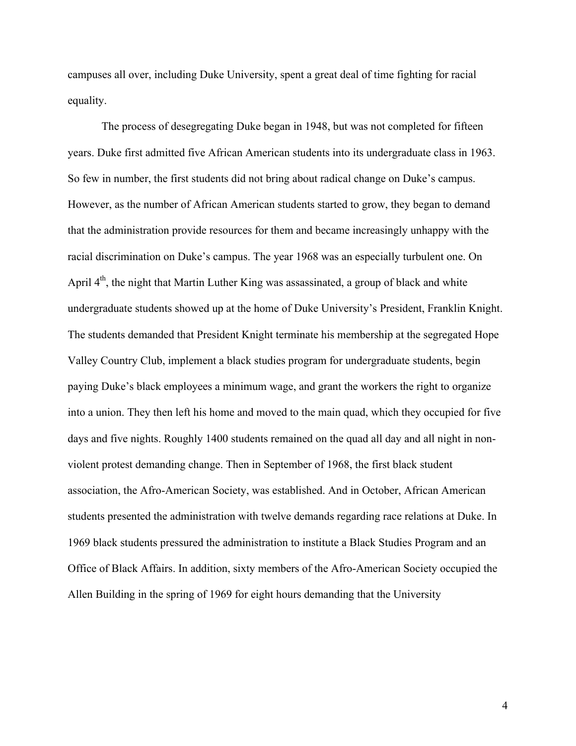campuses all over, including Duke University, spent a great deal of time fighting for racial equality.

The process of desegregating Duke began in 1948, but was not completed for fifteen years. Duke first admitted five African American students into its undergraduate class in 1963. So few in number, the first students did not bring about radical change on Duke's campus. However, as the number of African American students started to grow, they began to demand that the administration provide resources for them and became increasingly unhappy with the racial discrimination on Duke's campus. The year 1968 was an especially turbulent one. On April 4th, the night that Martin Luther King was assassinated, a group of black and white undergraduate students showed up at the home of Duke University's President, Franklin Knight. The students demanded that President Knight terminate his membership at the segregated Hope Valley Country Club, implement a black studies program for undergraduate students, begin paying Duke's black employees a minimum wage, and grant the workers the right to organize into a union. They then left his home and moved to the main quad, which they occupied for five days and five nights. Roughly 1400 students remained on the quad all day and all night in non-violent protest demanding change. Then in September of 1968, the first black student association, the Afro-American Society, was established. And in October, African American students presented the administration with twelve demands regarding race relations at Duke. In 1969 black students pressured the administration to institute a Black Studies Program and an Office of Black Affairs. In addition, sixty members of the Afro-American Society occupied the Allen Building in the spring of 1969 for eight hours demanding that the University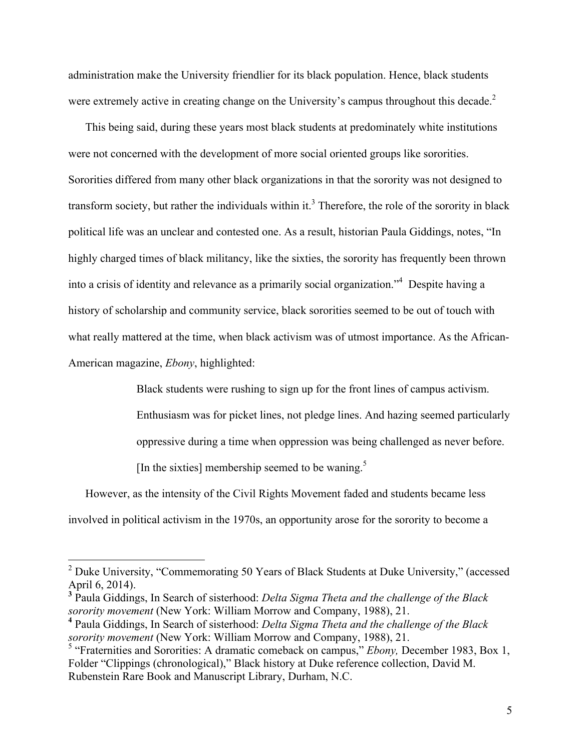administration make the University friendlier for its black population. Hence, black students were extremely active in creating change on the University's campus throughout this decade.[2]

This being said, during these years most black students at predominately white institutions were not concerned with the development of more social oriented groups like sororities. Sororities differed from many other black organizations in that the sorority was not designed to transform society, but rather the individuals within it.[3] Therefore, the role of the sorority in black political life was an unclear and contested one. As a result, historian Paula Giddings, notes, "In highly charged times of black militancy, like the sixties, the sorority has frequently been thrown into a crisis of identity and relevance as a primarily social organization."[4] Despite having a history of scholarship and community service, black sororities seemed to be out of touch with what really mattered at the time, when black activism was of utmost importance. As the African-American magazine, *Ebony*, highlighted:

> Black students were rushing to sign up for the front lines of campus activism. Enthusiasm was for picket lines, not pledge lines. And hazing seemed particularly oppressive during a time when oppression was being challenged as never before. [In the sixties] membership seemed to be waning.[5]

However, as the intensity of the Civil Rights Movement faded and students became less involved in political activism in the 1970s, an opportunity arose for the sorority to become a

---

[2] Duke University, "Commemorating 50 Years of Black Students at Duke University," (accessed April 6, 2014).

[3] Paula Giddings, In Search of sisterhood: *Delta Sigma Theta and the challenge of the Black sorority movement* (New York: William Morrow and Company, 1988), 21.

[4] Paula Giddings, In Search of sisterhood: *Delta Sigma Theta and the challenge of the Black sorority movement* (New York: William Morrow and Company, 1988), 21.

[5] "Fraternities and Sororities: A dramatic comeback on campus," *Ebony,* December 1983, Box 1, Folder "Clippings (chronological)," Black history at Duke reference collection, David M. Rubenstein Rare Book and Manuscript Library, Durham, N.C.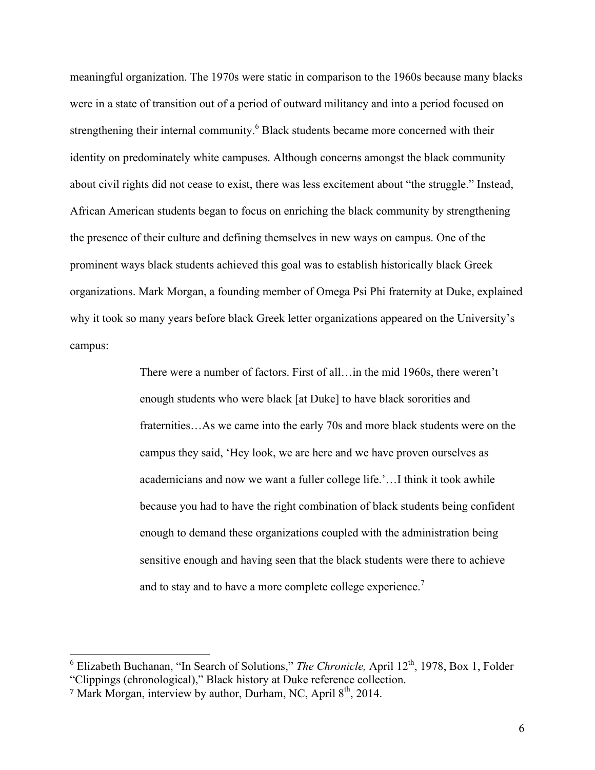meaningful organization. The 1970s were static in comparison to the 1960s because many blacks were in a state of transition out of a period of outward militancy and into a period focused on strengthening their internal community.[6] Black students became more concerned with their identity on predominately white campuses. Although concerns amongst the black community about civil rights did not cease to exist, there was less excitement about "the struggle." Instead, African American students began to focus on enriching the black community by strengthening the presence of their culture and defining themselves in new ways on campus. One of the prominent ways black students achieved this goal was to establish historically black Greek organizations. Mark Morgan, a founding member of Omega Psi Phi fraternity at Duke, explained why it took so many years before black Greek letter organizations appeared on the University's campus:

> There were a number of factors. First of all…in the mid 1960s, there weren't enough students who were black [at Duke] to have black sororities and fraternities…As we came into the early 70s and more black students were on the campus they said, 'Hey look, we are here and we have proven ourselves as academicians and now we want a fuller college life.'…I think it took awhile because you had to have the right combination of black students being confident enough to demand these organizations coupled with the administration being sensitive enough and having seen that the black students were there to achieve and to stay and to have a more complete college experience.[7]

---

[6] Elizabeth Buchanan, "In Search of Solutions," *The Chronicle,* April 12th, 1978, Box 1, Folder "Clippings (chronological)," Black history at Duke reference collection.

[7] Mark Morgan, interview by author, Durham, NC, April 8th, 2014.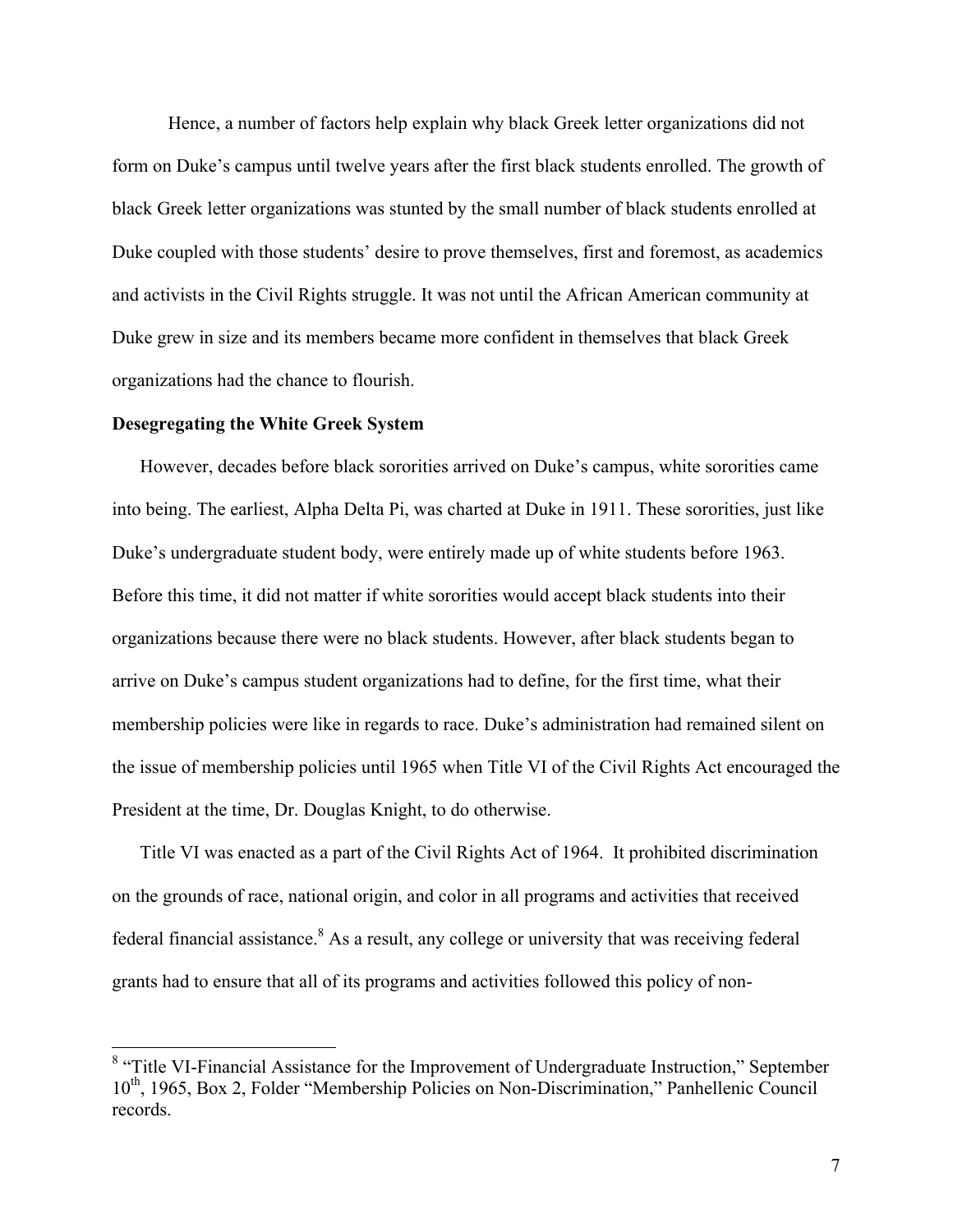Hence, a number of factors help explain why black Greek letter organizations did not form on Duke's campus until twelve years after the first black students enrolled. The growth of black Greek letter organizations was stunted by the small number of black students enrolled at Duke coupled with those students' desire to prove themselves, first and foremost, as academics and activists in the Civil Rights struggle. It was not until the African American community at Duke grew in size and its members became more confident in themselves that black Greek organizations had the chance to flourish.

**Desegregating the White Greek System**

However, decades before black sororities arrived on Duke's campus, white sororities came into being. The earliest, Alpha Delta Pi, was charted at Duke in 1911. These sororities, just like Duke's undergraduate student body, were entirely made up of white students before 1963. Before this time, it did not matter if white sororities would accept black students into their organizations because there were no black students. However, after black students began to arrive on Duke's campus student organizations had to define, for the first time, what their membership policies were like in regards to race. Duke's administration had remained silent on the issue of membership policies until 1965 when Title VI of the Civil Rights Act encouraged the President at the time, Dr. Douglas Knight, to do otherwise.

Title VI was enacted as a part of the Civil Rights Act of 1964. It prohibited discrimination on the grounds of race, national origin, and color in all programs and activities that received federal financial assistance.[8] As a result, any college or university that was receiving federal grants had to ensure that all of its programs and activities followed this policy of non-

---

[8] "Title VI-Financial Assistance for the Improvement of Undergraduate Instruction," September 10th, 1965, Box 2, Folder "Membership Policies on Non-Discrimination," Panhellenic Council records.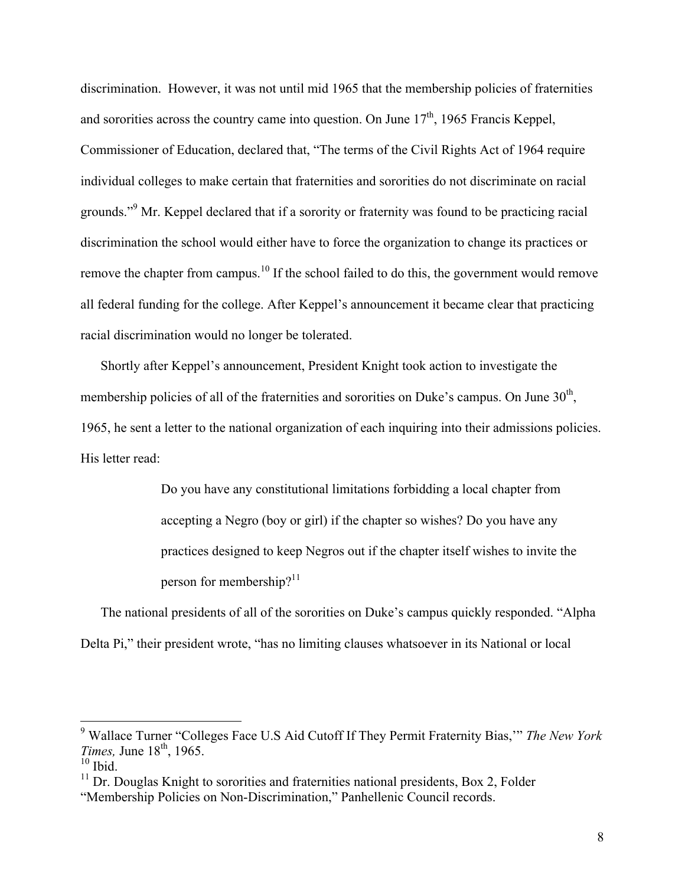discrimination. However, it was not until mid 1965 that the membership policies of fraternities and sororities across the country came into question. On June 17th, 1965 Francis Keppel, Commissioner of Education, declared that, "The terms of the Civil Rights Act of 1964 require individual colleges to make certain that fraternities and sororities do not discriminate on racial grounds."[9] Mr. Keppel declared that if a sorority or fraternity was found to be practicing racial discrimination the school would either have to force the organization to change its practices or remove the chapter from campus.[10] If the school failed to do this, the government would remove all federal funding for the college. After Keppel's announcement it became clear that practicing racial discrimination would no longer be tolerated.

Shortly after Keppel's announcement, President Knight took action to investigate the membership policies of all of the fraternities and sororities on Duke's campus. On June 30th, 1965, he sent a letter to the national organization of each inquiring into their admissions policies. His letter read:

> Do you have any constitutional limitations forbidding a local chapter from accepting a Negro (boy or girl) if the chapter so wishes? Do you have any practices designed to keep Negros out if the chapter itself wishes to invite the person for membership?[11]

The national presidents of all of the sororities on Duke's campus quickly responded. "Alpha Delta Pi," their president wrote, "has no limiting clauses whatsoever in its National or local

---

[9] Wallace Turner "Colleges Face U.S Aid Cutoff If They Permit Fraternity Bias,'" *The New York Times,* June 18th, 1965.

[10] Ibid.

[11] Dr. Douglas Knight to sororities and fraternities national presidents, Box 2, Folder "Membership Policies on Non-Discrimination," Panhellenic Council records.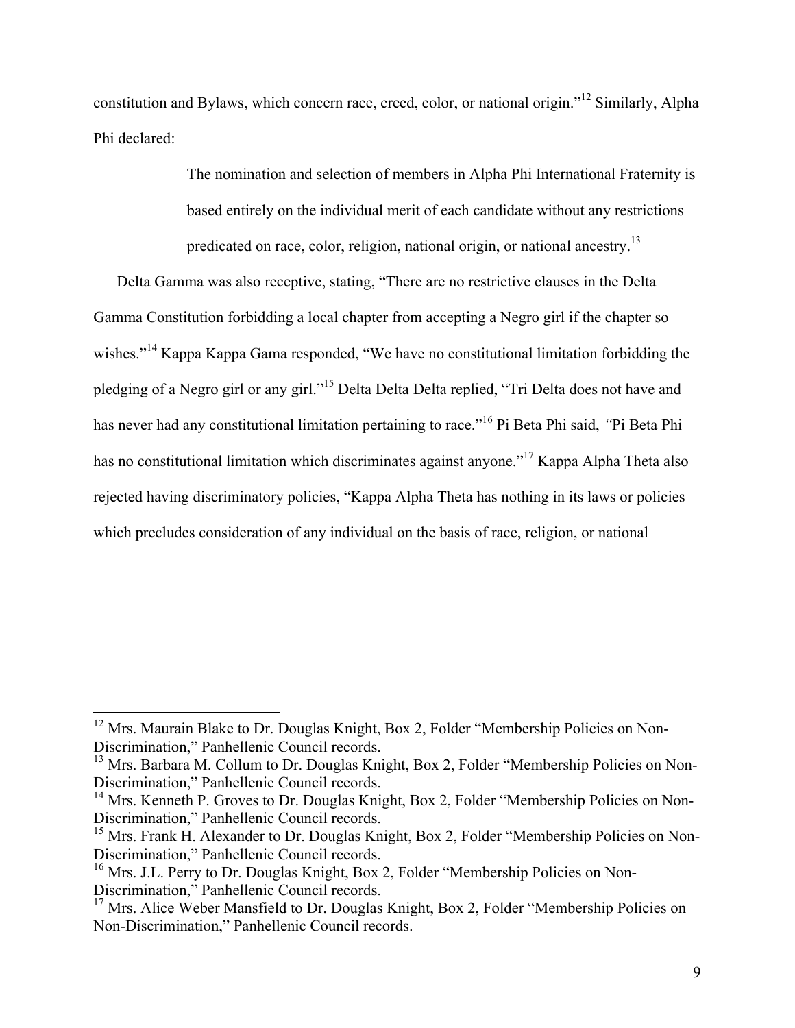constitution and Bylaws, which concern race, creed, color, or national origin."[12] Similarly, Alpha Phi declared:

> The nomination and selection of members in Alpha Phi International Fraternity is based entirely on the individual merit of each candidate without any restrictions predicated on race, color, religion, national origin, or national ancestry.[13]

Delta Gamma was also receptive, stating, "There are no restrictive clauses in the Delta Gamma Constitution forbidding a local chapter from accepting a Negro girl if the chapter so wishes."[14] Kappa Kappa Gama responded, "We have no constitutional limitation forbidding the pledging of a Negro girl or any girl."[15] Delta Delta Delta replied, "Tri Delta does not have and has never had any constitutional limitation pertaining to race."[16] Pi Beta Phi said, *"*Pi Beta Phi has no constitutional limitation which discriminates against anyone."[17] Kappa Alpha Theta also rejected having discriminatory policies, "Kappa Alpha Theta has nothing in its laws or policies which precludes consideration of any individual on the basis of race, religion, or national

---

[12] Mrs. Maurain Blake to Dr. Douglas Knight, Box 2, Folder "Membership Policies on Non-Discrimination," Panhellenic Council records.

[13] Mrs. Barbara M. Collum to Dr. Douglas Knight, Box 2, Folder "Membership Policies on Non-Discrimination," Panhellenic Council records.

[14] Mrs. Kenneth P. Groves to Dr. Douglas Knight, Box 2, Folder "Membership Policies on Non-Discrimination," Panhellenic Council records.

[15] Mrs. Frank H. Alexander to Dr. Douglas Knight, Box 2, Folder "Membership Policies on Non-Discrimination," Panhellenic Council records.

[16] Mrs. J.L. Perry to Dr. Douglas Knight, Box 2, Folder "Membership Policies on Non-Discrimination," Panhellenic Council records.

[17] Mrs. Alice Weber Mansfield to Dr. Douglas Knight, Box 2, Folder "Membership Policies on Non-Discrimination," Panhellenic Council records.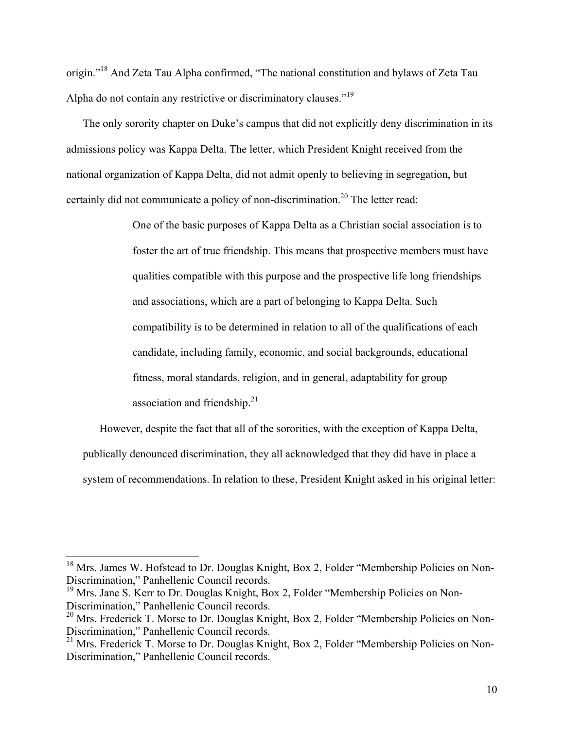origin."[18] And Zeta Tau Alpha confirmed, "The national constitution and bylaws of Zeta Tau Alpha do not contain any restrictive or discriminatory clauses."[19]

The only sorority chapter on Duke's campus that did not explicitly deny discrimination in its admissions policy was Kappa Delta. The letter, which President Knight received from the national organization of Kappa Delta, did not admit openly to believing in segregation, but certainly did not communicate a policy of non-discrimination.[20] The letter read:

> One of the basic purposes of Kappa Delta as a Christian social association is to foster the art of true friendship. This means that prospective members must have qualities compatible with this purpose and the prospective life long friendships and associations, which are a part of belonging to Kappa Delta. Such compatibility is to be determined in relation to all of the qualifications of each candidate, including family, economic, and social backgrounds, educational fitness, moral standards, religion, and in general, adaptability for group association and friendship.[21]

However, despite the fact that all of the sororities, with the exception of Kappa Delta, publically denounced discrimination, they all acknowledged that they did have in place a system of recommendations. In relation to these, President Knight asked in his original letter:

---

[18] Mrs. James W. Hofstead to Dr. Douglas Knight, Box 2, Folder "Membership Policies on Non-Discrimination," Panhellenic Council records.

[19] Mrs. Jane S. Kerr to Dr. Douglas Knight, Box 2, Folder "Membership Policies on Non-Discrimination," Panhellenic Council records.

[20] Mrs. Frederick T. Morse to Dr. Douglas Knight, Box 2, Folder "Membership Policies on Non-Discrimination," Panhellenic Council records.

[21] Mrs. Frederick T. Morse to Dr. Douglas Knight, Box 2, Folder "Membership Policies on Non-Discrimination," Panhellenic Council records.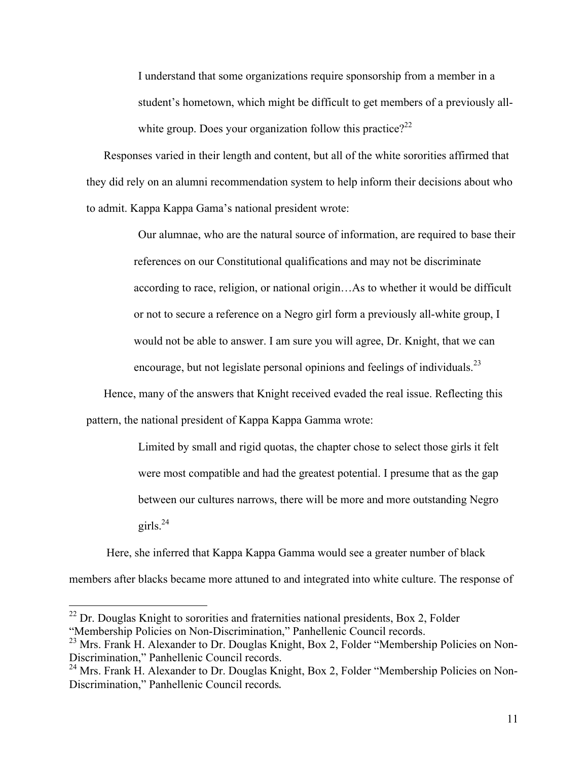> I understand that some organizations require sponsorship from a member in a student's hometown, which might be difficult to get members of a previously all-white group. Does your organization follow this practice?[22]

Responses varied in their length and content, but all of the white sororities affirmed that they did rely on an alumni recommendation system to help inform their decisions about who to admit. Kappa Kappa Gama's national president wrote:

> Our alumnae, who are the natural source of information, are required to base their references on our Constitutional qualifications and may not be discriminate according to race, religion, or national origin…As to whether it would be difficult or not to secure a reference on a Negro girl form a previously all-white group, I would not be able to answer. I am sure you will agree, Dr. Knight, that we can encourage, but not legislate personal opinions and feelings of individuals.[23]

Hence, many of the answers that Knight received evaded the real issue. Reflecting this pattern, the national president of Kappa Kappa Gamma wrote:

> Limited by small and rigid quotas, the chapter chose to select those girls it felt were most compatible and had the greatest potential. I presume that as the gap between our cultures narrows, there will be more and more outstanding Negro girls.[24]

Here, she inferred that Kappa Kappa Gamma would see a greater number of black members after blacks became more attuned to and integrated into white culture. The response of

---

[22] Dr. Douglas Knight to sororities and fraternities national presidents, Box 2, Folder "Membership Policies on Non-Discrimination," Panhellenic Council records.

[23] Mrs. Frank H. Alexander to Dr. Douglas Knight, Box 2, Folder "Membership Policies on Non-Discrimination," Panhellenic Council records.

[24] Mrs. Frank H. Alexander to Dr. Douglas Knight, Box 2, Folder "Membership Policies on Non-Discrimination," Panhellenic Council records.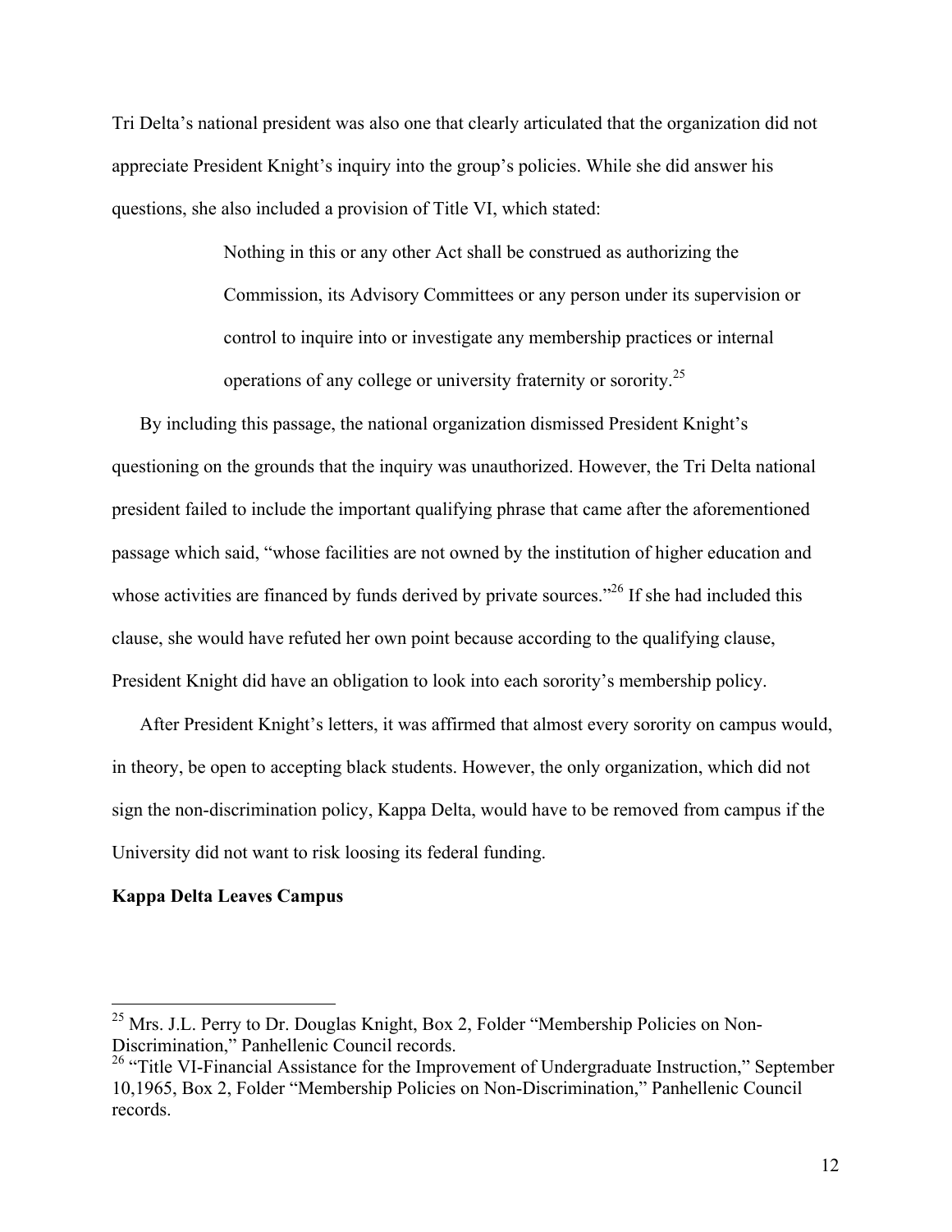Tri Delta's national president was also one that clearly articulated that the organization did not appreciate President Knight's inquiry into the group's policies. While she did answer his questions, she also included a provision of Title VI, which stated:

> Nothing in this or any other Act shall be construed as authorizing the Commission, its Advisory Committees or any person under its supervision or control to inquire into or investigate any membership practices or internal operations of any college or university fraternity or sorority.[25]

By including this passage, the national organization dismissed President Knight's questioning on the grounds that the inquiry was unauthorized. However, the Tri Delta national president failed to include the important qualifying phrase that came after the aforementioned passage which said, "whose facilities are not owned by the institution of higher education and whose activities are financed by funds derived by private sources."[26] If she had included this clause, she would have refuted her own point because according to the qualifying clause, President Knight did have an obligation to look into each sorority's membership policy.

After President Knight's letters, it was affirmed that almost every sorority on campus would, in theory, be open to accepting black students. However, the only organization, which did not sign the non-discrimination policy, Kappa Delta, would have to be removed from campus if the University did not want to risk loosing its federal funding.

**Kappa Delta Leaves Campus**

---

[25] Mrs. J.L. Perry to Dr. Douglas Knight, Box 2, Folder "Membership Policies on Non-Discrimination," Panhellenic Council records.

[26] "Title VI-Financial Assistance for the Improvement of Undergraduate Instruction," September 10,1965, Box 2, Folder "Membership Policies on Non-Discrimination," Panhellenic Council records.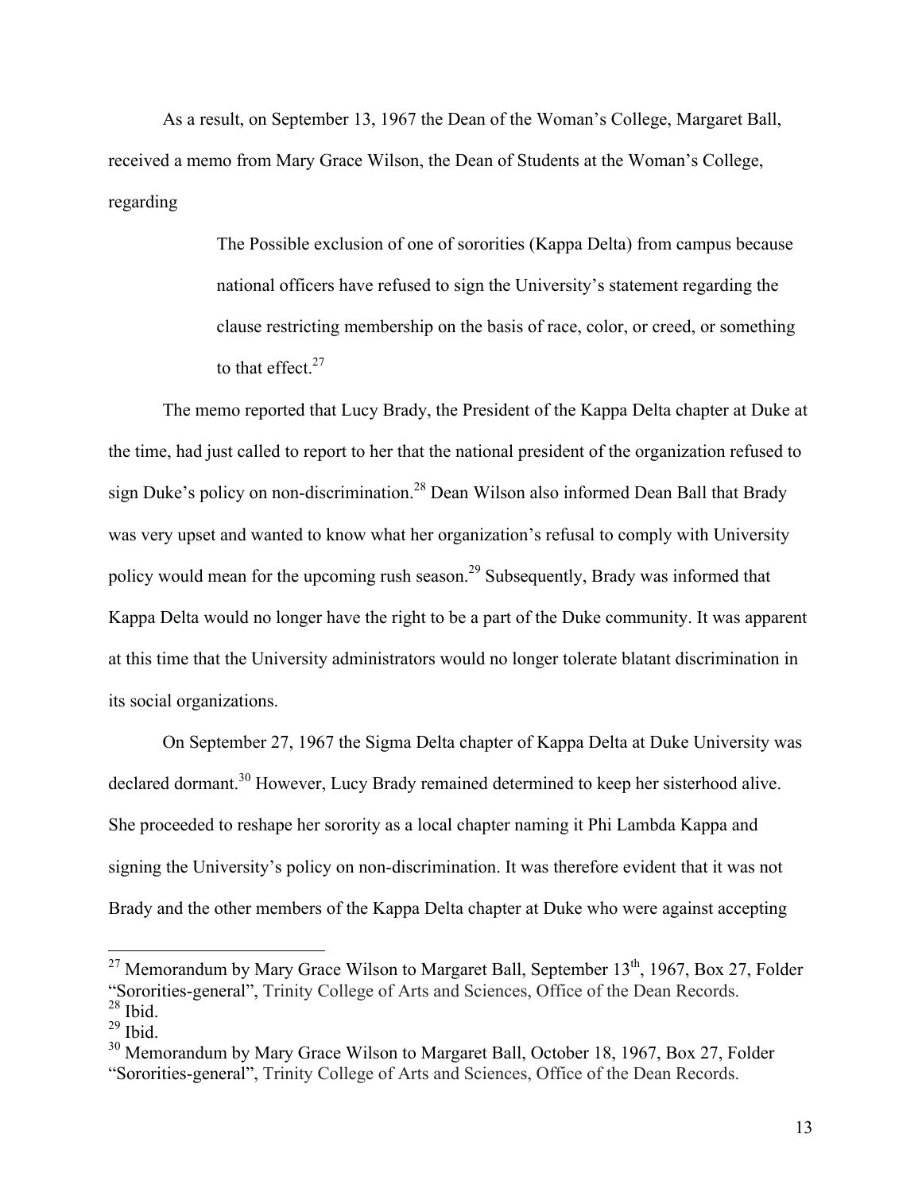As a result, on September 13, 1967 the Dean of the Woman's College, Margaret Ball, received a memo from Mary Grace Wilson, the Dean of Students at the Woman's College, regarding

> The Possible exclusion of one of sororities (Kappa Delta) from campus because national officers have refused to sign the University's statement regarding the clause restricting membership on the basis of race, color, or creed, or something to that effect.[27]

The memo reported that Lucy Brady, the President of the Kappa Delta chapter at Duke at the time, had just called to report to her that the national president of the organization refused to sign Duke's policy on non-discrimination.[28] Dean Wilson also informed Dean Ball that Brady was very upset and wanted to know what her organization's refusal to comply with University policy would mean for the upcoming rush season.[29] Subsequently, Brady was informed that Kappa Delta would no longer have the right to be a part of the Duke community. It was apparent at this time that the University administrators would no longer tolerate blatant discrimination in its social organizations.

On September 27, 1967 the Sigma Delta chapter of Kappa Delta at Duke University was declared dormant.[30] However, Lucy Brady remained determined to keep her sisterhood alive. She proceeded to reshape her sorority as a local chapter naming it Phi Lambda Kappa and signing the University's policy on non-discrimination. It was therefore evident that it was not Brady and the other members of the Kappa Delta chapter at Duke who were against accepting

---

[27] Memorandum by Mary Grace Wilson to Margaret Ball, September 13th, 1967, Box 27, Folder "Sororities-general", Trinity College of Arts and Sciences, Office of the Dean Records.

[28] Ibid.

[29] Ibid.

[30] Memorandum by Mary Grace Wilson to Margaret Ball, October 18, 1967, Box 27, Folder "Sororities-general", Trinity College of Arts and Sciences, Office of the Dean Records.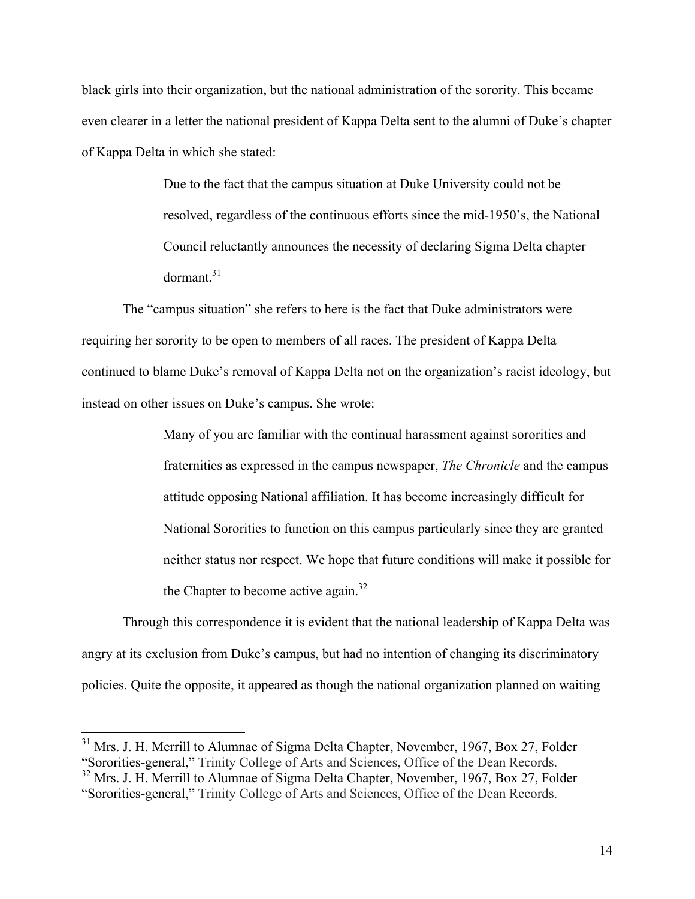black girls into their organization, but the national administration of the sorority. This became even clearer in a letter the national president of Kappa Delta sent to the alumni of Duke's chapter of Kappa Delta in which she stated:

> Due to the fact that the campus situation at Duke University could not be resolved, regardless of the continuous efforts since the mid-1950's, the National Council reluctantly announces the necessity of declaring Sigma Delta chapter dormant.[31]

The "campus situation" she refers to here is the fact that Duke administrators were requiring her sorority to be open to members of all races. The president of Kappa Delta continued to blame Duke's removal of Kappa Delta not on the organization's racist ideology, but instead on other issues on Duke's campus. She wrote:

> Many of you are familiar with the continual harassment against sororities and fraternities as expressed in the campus newspaper, *The Chronicle* and the campus attitude opposing National affiliation. It has become increasingly difficult for National Sororities to function on this campus particularly since they are granted neither status nor respect. We hope that future conditions will make it possible for the Chapter to become active again.[32]

Through this correspondence it is evident that the national leadership of Kappa Delta was angry at its exclusion from Duke's campus, but had no intention of changing its discriminatory policies. Quite the opposite, it appeared as though the national organization planned on waiting

---

[31] Mrs. J. H. Merrill to Alumnae of Sigma Delta Chapter, November, 1967, Box 27, Folder "Sororities-general," Trinity College of Arts and Sciences, Office of the Dean Records.

[32] Mrs. J. H. Merrill to Alumnae of Sigma Delta Chapter, November, 1967, Box 27, Folder "Sororities-general," Trinity College of Arts and Sciences, Office of the Dean Records.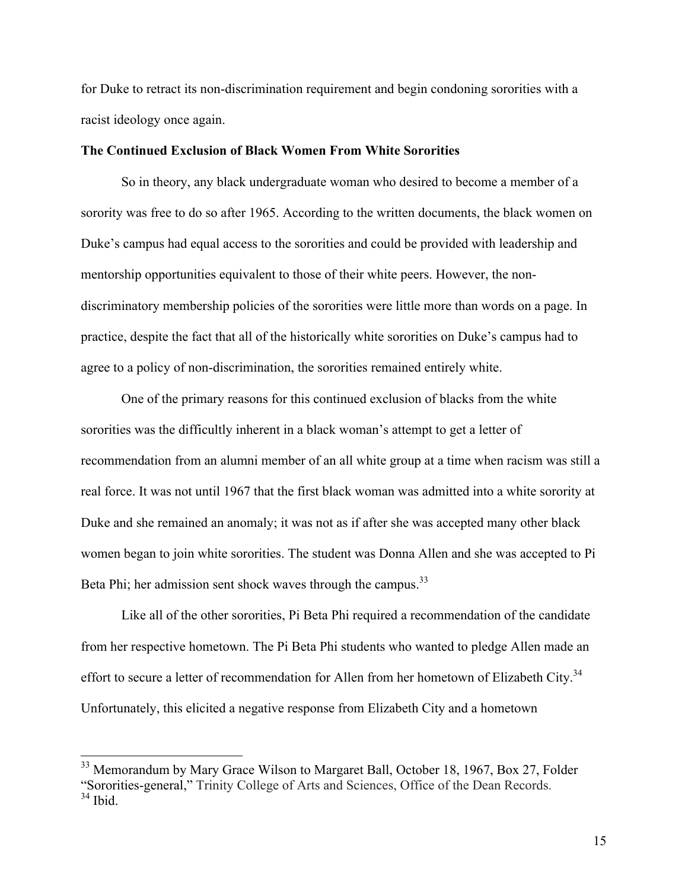for Duke to retract its non-discrimination requirement and begin condoning sororities with a racist ideology once again.

**The Continued Exclusion of Black Women From White Sororities**

So in theory, any black undergraduate woman who desired to become a member of a sorority was free to do so after 1965. According to the written documents, the black women on Duke's campus had equal access to the sororities and could be provided with leadership and mentorship opportunities equivalent to those of their white peers. However, the non-discriminatory membership policies of the sororities were little more than words on a page. In practice, despite the fact that all of the historically white sororities on Duke's campus had to agree to a policy of non-discrimination, the sororities remained entirely white.

One of the primary reasons for this continued exclusion of blacks from the white sororities was the difficultly inherent in a black woman's attempt to get a letter of recommendation from an alumni member of an all white group at a time when racism was still a real force. It was not until 1967 that the first black woman was admitted into a white sorority at Duke and she remained an anomaly; it was not as if after she was accepted many other black women began to join white sororities. The student was Donna Allen and she was accepted to Pi Beta Phi; her admission sent shock waves through the campus.[33]

Like all of the other sororities, Pi Beta Phi required a recommendation of the candidate from her respective hometown. The Pi Beta Phi students who wanted to pledge Allen made an effort to secure a letter of recommendation for Allen from her hometown of Elizabeth City.[34] Unfortunately, this elicited a negative response from Elizabeth City and a hometown

[33] Memorandum by Mary Grace Wilson to Margaret Ball, October 18, 1967, Box 27, Folder "Sororities-general," Trinity College of Arts and Sciences, Office of the Dean Records.
[34] Ibid.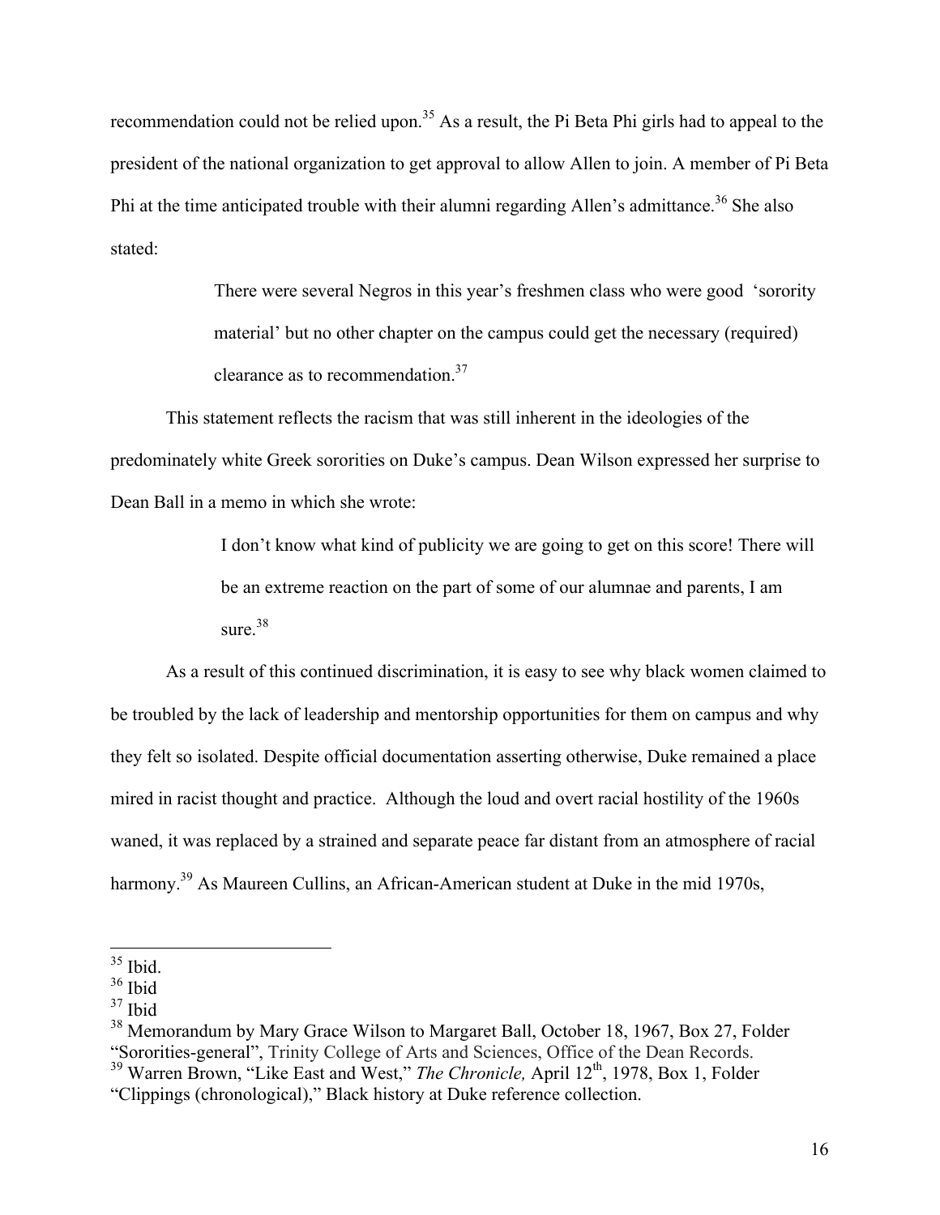recommendation could not be relied upon.[35] As a result, the Pi Beta Phi girls had to appeal to the president of the national organization to get approval to allow Allen to join. A member of Pi Beta Phi at the time anticipated trouble with their alumni regarding Allen's admittance.[36] She also stated:

> There were several Negros in this year's freshmen class who were good 'sorority material' but no other chapter on the campus could get the necessary (required) clearance as to recommendation.[37]

This statement reflects the racism that was still inherent in the ideologies of the predominately white Greek sororities on Duke's campus. Dean Wilson expressed her surprise to Dean Ball in a memo in which she wrote:

> I don't know what kind of publicity we are going to get on this score! There will be an extreme reaction on the part of some of our alumnae and parents, I am sure.[38]

As a result of this continued discrimination, it is easy to see why black women claimed to be troubled by the lack of leadership and mentorship opportunities for them on campus and why they felt so isolated. Despite official documentation asserting otherwise, Duke remained a place mired in racist thought and practice. Although the loud and overt racial hostility of the 1960s waned, it was replaced by a strained and separate peace far distant from an atmosphere of racial harmony.[39] As Maureen Cullins, an African-American student at Duke in the mid 1970s,

---

[35] Ibid.

[36] Ibid

[37] Ibid

[38] Memorandum by Mary Grace Wilson to Margaret Ball, October 18, 1967, Box 27, Folder "Sororities-general", Trinity College of Arts and Sciences, Office of the Dean Records.

[39] Warren Brown, "Like East and West," *The Chronicle,* April 12th, 1978, Box 1, Folder "Clippings (chronological)," Black history at Duke reference collection.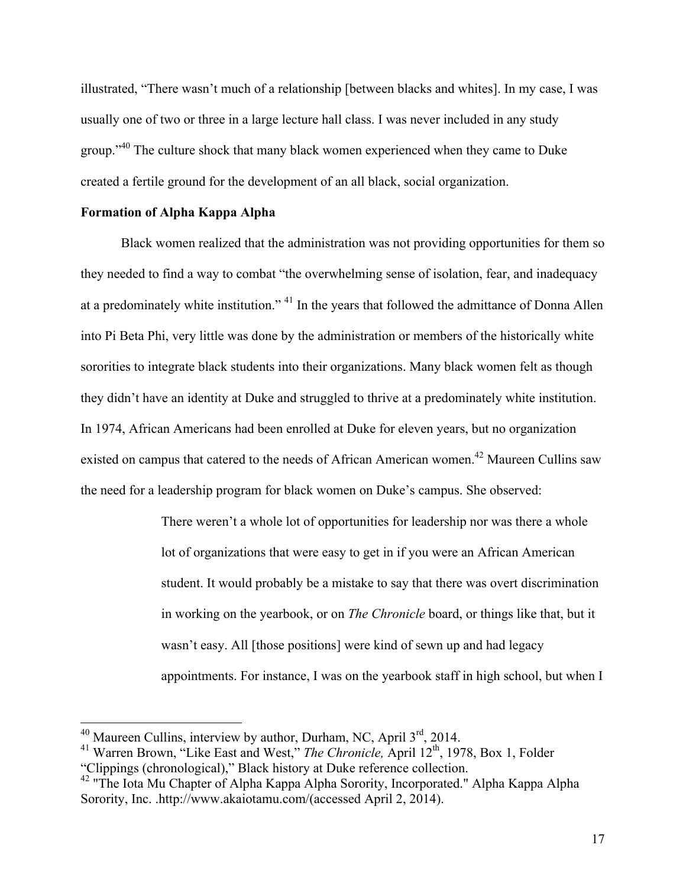illustrated, "There wasn't much of a relationship [between blacks and whites]. In my case, I was usually one of two or three in a large lecture hall class. I was never included in any study group."[40] The culture shock that many black women experienced when they came to Duke created a fertile ground for the development of an all black, social organization.

**Formation of Alpha Kappa Alpha**

Black women realized that the administration was not providing opportunities for them so they needed to find a way to combat "the overwhelming sense of isolation, fear, and inadequacy at a predominately white institution." [41] In the years that followed the admittance of Donna Allen into Pi Beta Phi, very little was done by the administration or members of the historically white sororities to integrate black students into their organizations. Many black women felt as though they didn't have an identity at Duke and struggled to thrive at a predominately white institution. In 1974, African Americans had been enrolled at Duke for eleven years, but no organization existed on campus that catered to the needs of African American women.[42] Maureen Cullins saw the need for a leadership program for black women on Duke's campus. She observed:

> There weren't a whole lot of opportunities for leadership nor was there a whole lot of organizations that were easy to get in if you were an African American student. It would probably be a mistake to say that there was overt discrimination in working on the yearbook, or on *The Chronicle* board, or things like that, but it wasn't easy. All [those positions] were kind of sewn up and had legacy appointments. For instance, I was on the yearbook staff in high school, but when I

---

[40] Maureen Cullins, interview by author, Durham, NC, April 3rd, 2014.

[41] Warren Brown, "Like East and West," *The Chronicle,* April 12th, 1978, Box 1, Folder "Clippings (chronological)," Black history at Duke reference collection.

[42] "The Iota Mu Chapter of Alpha Kappa Alpha Sorority, Incorporated." Alpha Kappa Alpha Sorority, Inc. .http://www.akaiotamu.com/(accessed April 2, 2014).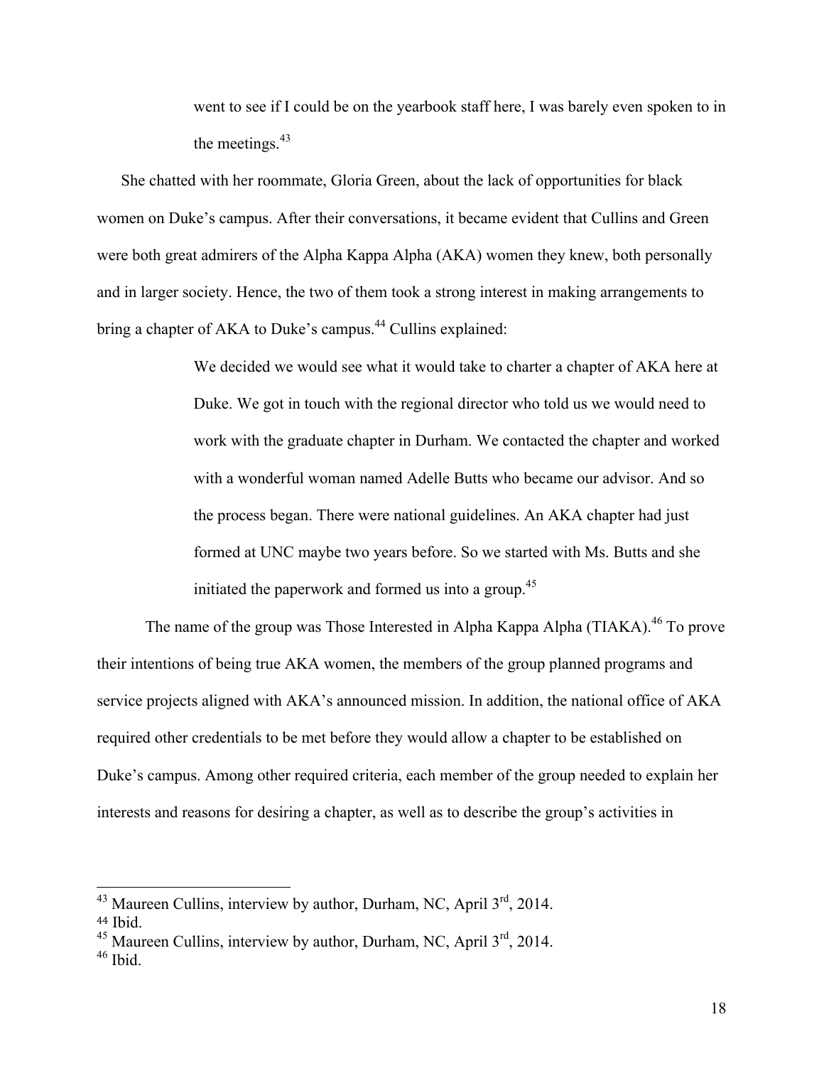> went to see if I could be on the yearbook staff here, I was barely even spoken to in the meetings.[43]

She chatted with her roommate, Gloria Green, about the lack of opportunities for black women on Duke's campus. After their conversations, it became evident that Cullins and Green were both great admirers of the Alpha Kappa Alpha (AKA) women they knew, both personally and in larger society. Hence, the two of them took a strong interest in making arrangements to bring a chapter of AKA to Duke's campus.[44] Cullins explained:

> We decided we would see what it would take to charter a chapter of AKA here at Duke. We got in touch with the regional director who told us we would need to work with the graduate chapter in Durham. We contacted the chapter and worked with a wonderful woman named Adelle Butts who became our advisor. And so the process began. There were national guidelines. An AKA chapter had just formed at UNC maybe two years before. So we started with Ms. Butts and she initiated the paperwork and formed us into a group.[45]

The name of the group was Those Interested in Alpha Kappa Alpha (TIAKA).[46] To prove their intentions of being true AKA women, the members of the group planned programs and service projects aligned with AKA's announced mission. In addition, the national office of AKA required other credentials to be met before they would allow a chapter to be established on Duke's campus. Among other required criteria, each member of the group needed to explain her interests and reasons for desiring a chapter, as well as to describe the group's activities in

---

[43] Maureen Cullins, interview by author, Durham, NC, April 3rd, 2014.
[44] Ibid.
[45] Maureen Cullins, interview by author, Durham, NC, April 3rd, 2014.
[46] Ibid.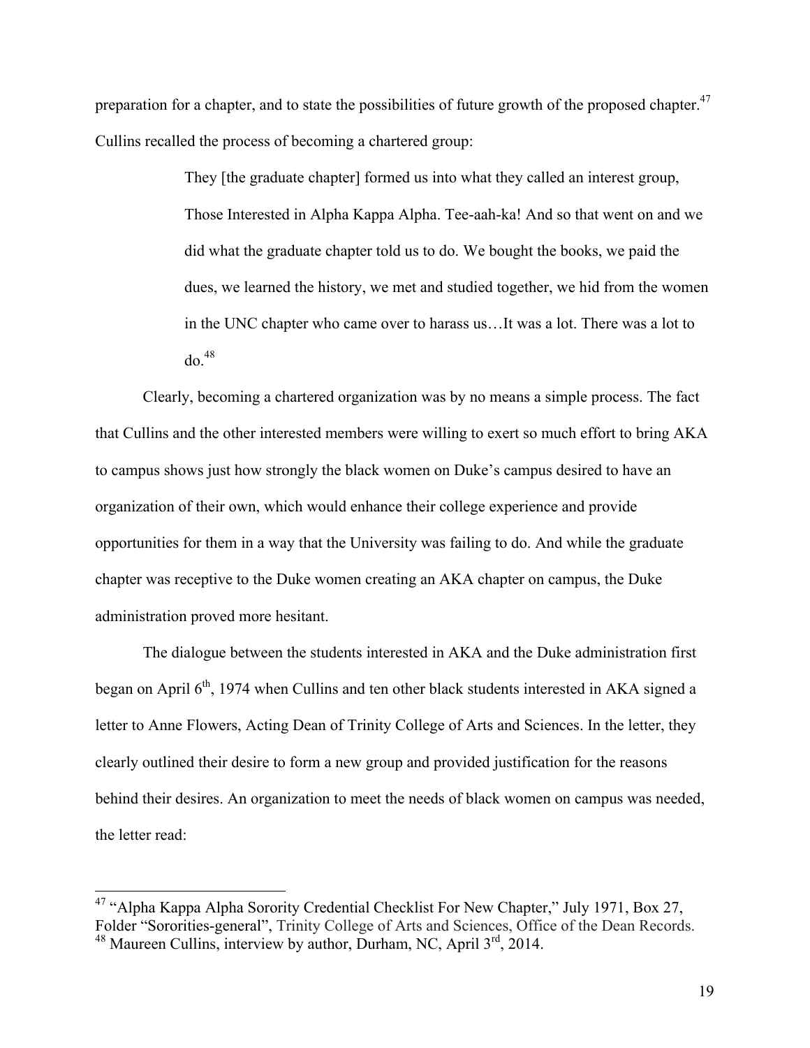preparation for a chapter, and to state the possibilities of future growth of the proposed chapter.[47] Cullins recalled the process of becoming a chartered group:

> They [the graduate chapter] formed us into what they called an interest group, Those Interested in Alpha Kappa Alpha. Tee-aah-ka! And so that went on and we did what the graduate chapter told us to do. We bought the books, we paid the dues, we learned the history, we met and studied together, we hid from the women in the UNC chapter who came over to harass us…It was a lot. There was a lot to do.[48]

Clearly, becoming a chartered organization was by no means a simple process. The fact that Cullins and the other interested members were willing to exert so much effort to bring AKA to campus shows just how strongly the black women on Duke's campus desired to have an organization of their own, which would enhance their college experience and provide opportunities for them in a way that the University was failing to do. And while the graduate chapter was receptive to the Duke women creating an AKA chapter on campus, the Duke administration proved more hesitant.

The dialogue between the students interested in AKA and the Duke administration first began on April 6th, 1974 when Cullins and ten other black students interested in AKA signed a letter to Anne Flowers, Acting Dean of Trinity College of Arts and Sciences. In the letter, they clearly outlined their desire to form a new group and provided justification for the reasons behind their desires. An organization to meet the needs of black women on campus was needed, the letter read:

---

[47] "Alpha Kappa Alpha Sorority Credential Checklist For New Chapter," July 1971, Box 27, Folder "Sororities-general", Trinity College of Arts and Sciences, Office of the Dean Records.

[48] Maureen Cullins, interview by author, Durham, NC, April 3rd, 2014.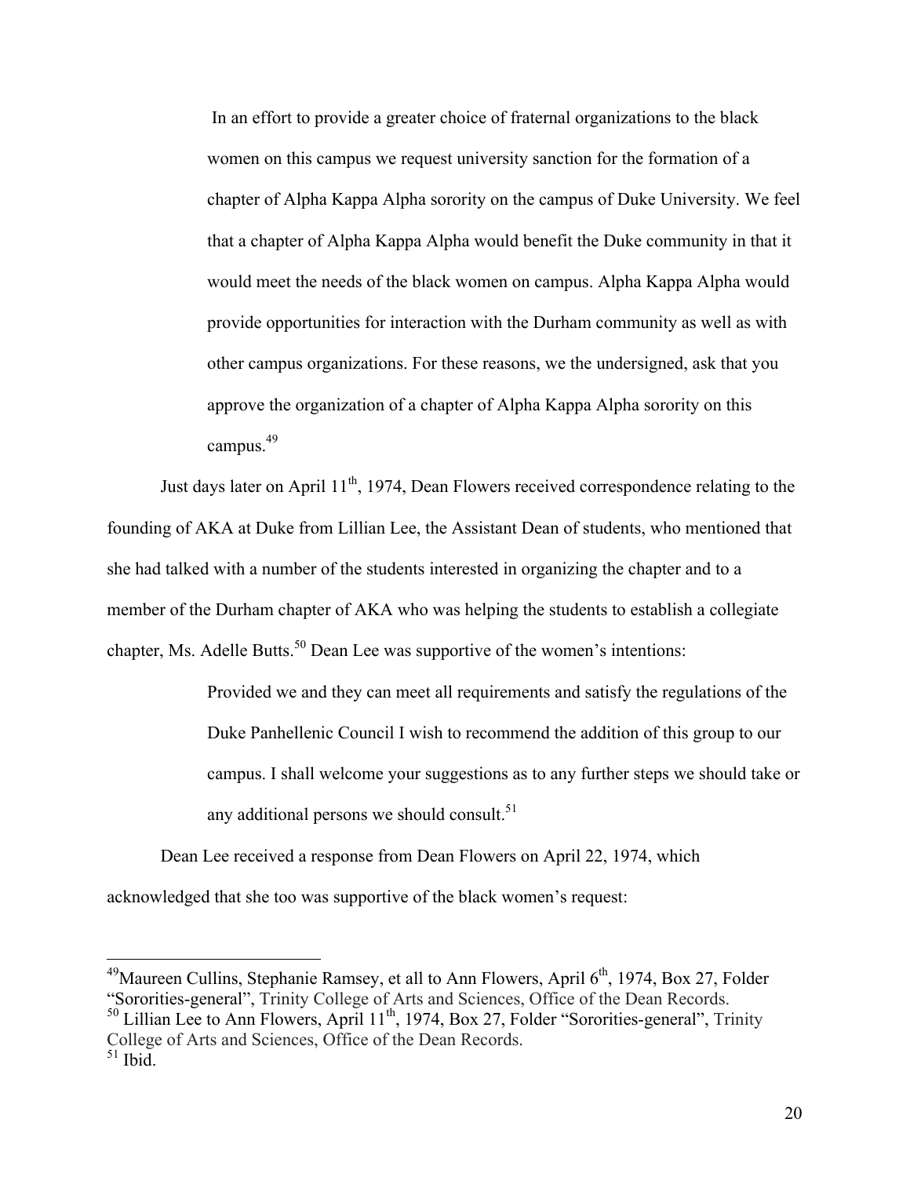> In an effort to provide a greater choice of fraternal organizations to the black women on this campus we request university sanction for the formation of a chapter of Alpha Kappa Alpha sorority on the campus of Duke University. We feel that a chapter of Alpha Kappa Alpha would benefit the Duke community in that it would meet the needs of the black women on campus. Alpha Kappa Alpha would provide opportunities for interaction with the Durham community as well as with other campus organizations. For these reasons, we the undersigned, ask that you approve the organization of a chapter of Alpha Kappa Alpha sorority on this campus.[49]

Just days later on April 11th, 1974, Dean Flowers received correspondence relating to the founding of AKA at Duke from Lillian Lee, the Assistant Dean of students, who mentioned that she had talked with a number of the students interested in organizing the chapter and to a member of the Durham chapter of AKA who was helping the students to establish a collegiate chapter, Ms. Adelle Butts.[50] Dean Lee was supportive of the women's intentions:

> Provided we and they can meet all requirements and satisfy the regulations of the Duke Panhellenic Council I wish to recommend the addition of this group to our campus. I shall welcome your suggestions as to any further steps we should take or any additional persons we should consult.[51]

Dean Lee received a response from Dean Flowers on April 22, 1974, which acknowledged that she too was supportive of the black women's request:

---

[49] Maureen Cullins, Stephanie Ramsey, et all to Ann Flowers, April 6th, 1974, Box 27, Folder "Sororities-general", Trinity College of Arts and Sciences, Office of the Dean Records.

[50] Lillian Lee to Ann Flowers, April 11th, 1974, Box 27, Folder "Sororities-general", Trinity College of Arts and Sciences, Office of the Dean Records.

[51] Ibid.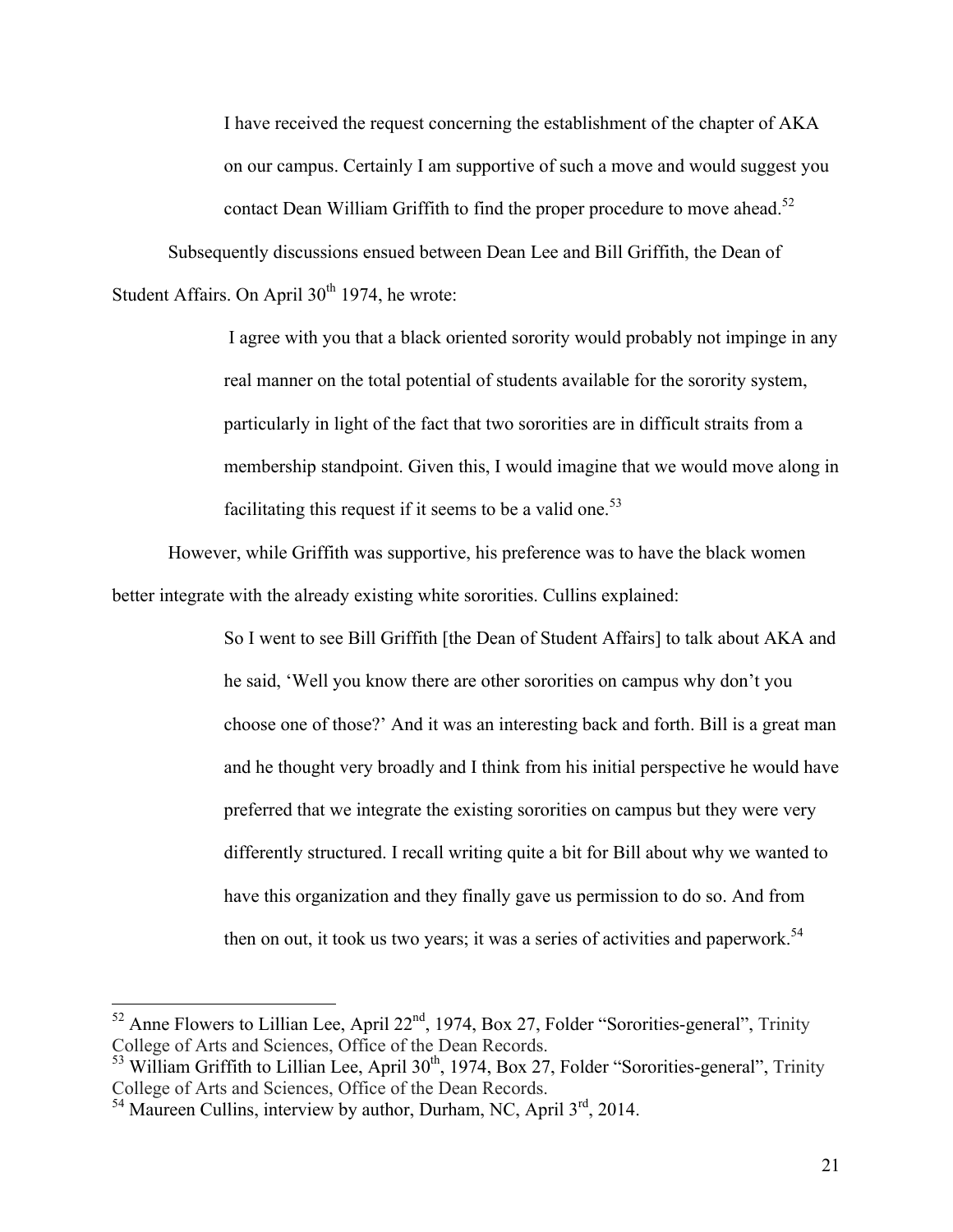> I have received the request concerning the establishment of the chapter of AKA on our campus. Certainly I am supportive of such a move and would suggest you contact Dean William Griffith to find the proper procedure to move ahead.[52]

Subsequently discussions ensued between Dean Lee and Bill Griffith, the Dean of Student Affairs. On April 30th 1974, he wrote:

> I agree with you that a black oriented sorority would probably not impinge in any real manner on the total potential of students available for the sorority system, particularly in light of the fact that two sororities are in difficult straits from a membership standpoint. Given this, I would imagine that we would move along in facilitating this request if it seems to be a valid one.[53]

However, while Griffith was supportive, his preference was to have the black women better integrate with the already existing white sororities. Cullins explained:

> So I went to see Bill Griffith [the Dean of Student Affairs] to talk about AKA and he said, 'Well you know there are other sororities on campus why don't you choose one of those?' And it was an interesting back and forth. Bill is a great man and he thought very broadly and I think from his initial perspective he would have preferred that we integrate the existing sororities on campus but they were very differently structured. I recall writing quite a bit for Bill about why we wanted to have this organization and they finally gave us permission to do so. And from then on out, it took us two years; it was a series of activities and paperwork.[54]

---

[52] Anne Flowers to Lillian Lee, April 22nd, 1974, Box 27, Folder "Sororities-general", Trinity College of Arts and Sciences, Office of the Dean Records.

[53] William Griffith to Lillian Lee, April 30th, 1974, Box 27, Folder "Sororities-general", Trinity College of Arts and Sciences, Office of the Dean Records.

[54] Maureen Cullins, interview by author, Durham, NC, April 3rd, 2014.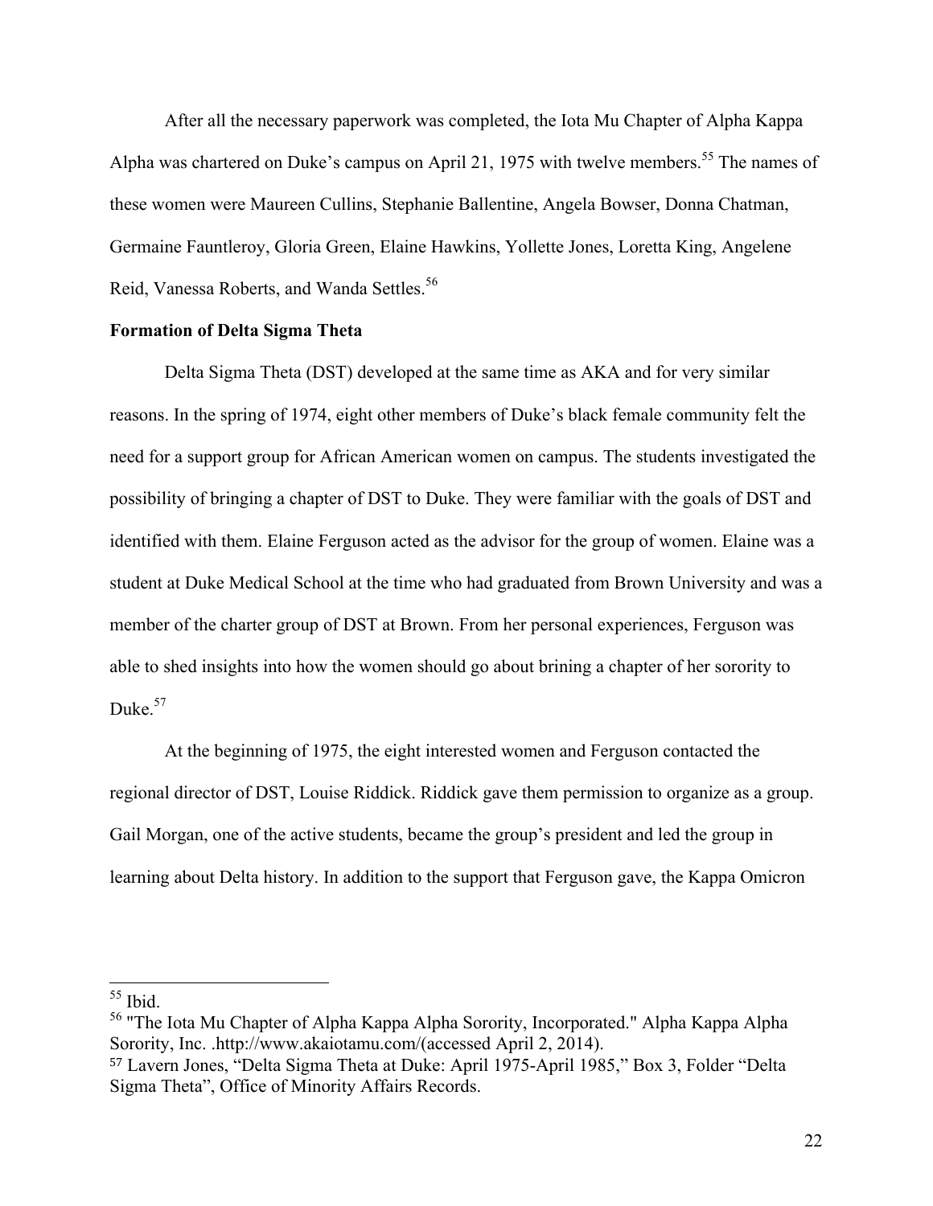After all the necessary paperwork was completed, the Iota Mu Chapter of Alpha Kappa Alpha was chartered on Duke's campus on April 21, 1975 with twelve members.[55] The names of these women were Maureen Cullins, Stephanie Ballentine, Angela Bowser, Donna Chatman, Germaine Fauntleroy, Gloria Green, Elaine Hawkins, Yollette Jones, Loretta King, Angelene Reid, Vanessa Roberts, and Wanda Settles.[56]

**Formation of Delta Sigma Theta**

Delta Sigma Theta (DST) developed at the same time as AKA and for very similar reasons. In the spring of 1974, eight other members of Duke's black female community felt the need for a support group for African American women on campus. The students investigated the possibility of bringing a chapter of DST to Duke. They were familiar with the goals of DST and identified with them. Elaine Ferguson acted as the advisor for the group of women. Elaine was a student at Duke Medical School at the time who had graduated from Brown University and was a member of the charter group of DST at Brown. From her personal experiences, Ferguson was able to shed insights into how the women should go about brining a chapter of her sorority to Duke.[57]

At the beginning of 1975, the eight interested women and Ferguson contacted the regional director of DST, Louise Riddick. Riddick gave them permission to organize as a group. Gail Morgan, one of the active students, became the group's president and led the group in learning about Delta history. In addition to the support that Ferguson gave, the Kappa Omicron

---

[55] Ibid.

[56] "The Iota Mu Chapter of Alpha Kappa Alpha Sorority, Incorporated." Alpha Kappa Alpha Sorority, Inc. .http://www.akaiotamu.com/(accessed April 2, 2014).

[57] Lavern Jones, "Delta Sigma Theta at Duke: April 1975-April 1985," Box 3, Folder "Delta Sigma Theta", Office of Minority Affairs Records.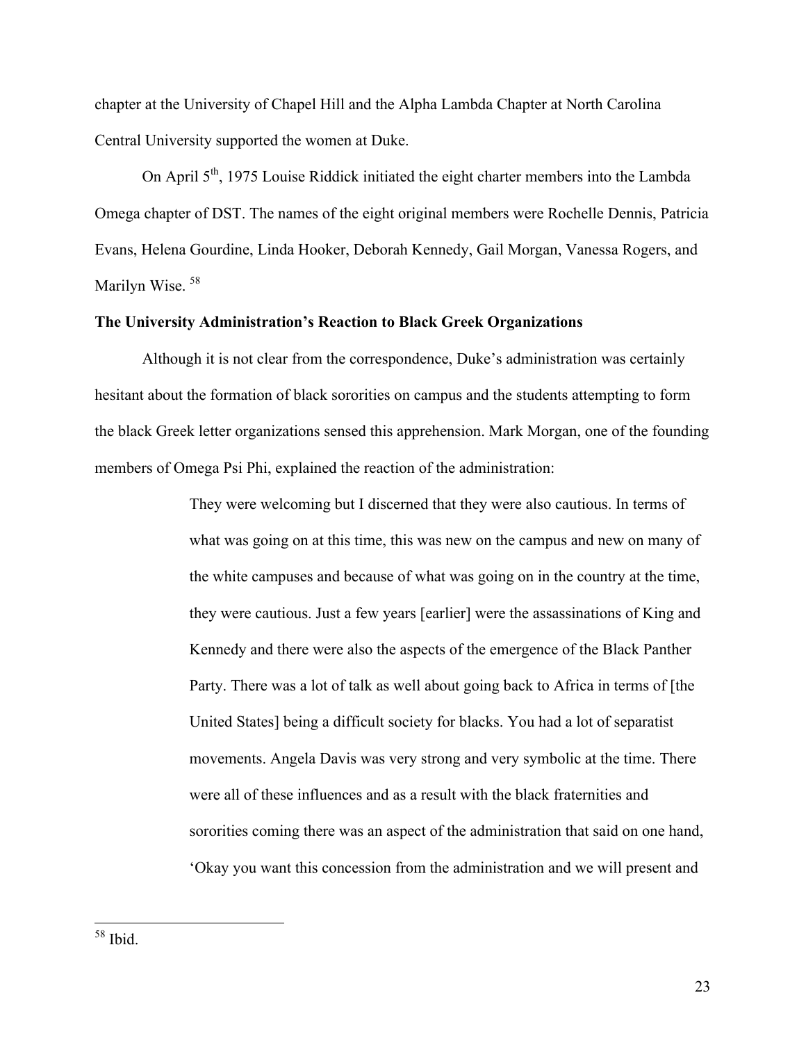chapter at the University of Chapel Hill and the Alpha Lambda Chapter at North Carolina Central University supported the women at Duke.

On April 5th, 1975 Louise Riddick initiated the eight charter members into the Lambda Omega chapter of DST. The names of the eight original members were Rochelle Dennis, Patricia Evans, Helena Gourdine, Linda Hooker, Deborah Kennedy, Gail Morgan, Vanessa Rogers, and Marilyn Wise. [58]

**The University Administration's Reaction to Black Greek Organizations**

Although it is not clear from the correspondence, Duke's administration was certainly hesitant about the formation of black sororities on campus and the students attempting to form the black Greek letter organizations sensed this apprehension. Mark Morgan, one of the founding members of Omega Psi Phi, explained the reaction of the administration:

> They were welcoming but I discerned that they were also cautious. In terms of what was going on at this time, this was new on the campus and new on many of the white campuses and because of what was going on in the country at the time, they were cautious. Just a few years [earlier] were the assassinations of King and Kennedy and there were also the aspects of the emergence of the Black Panther Party. There was a lot of talk as well about going back to Africa in terms of [the United States] being a difficult society for blacks. You had a lot of separatist movements. Angela Davis was very strong and very symbolic at the time. There were all of these influences and as a result with the black fraternities and sororities coming there was an aspect of the administration that said on one hand, 'Okay you want this concession from the administration and we will present and

[58] Ibid.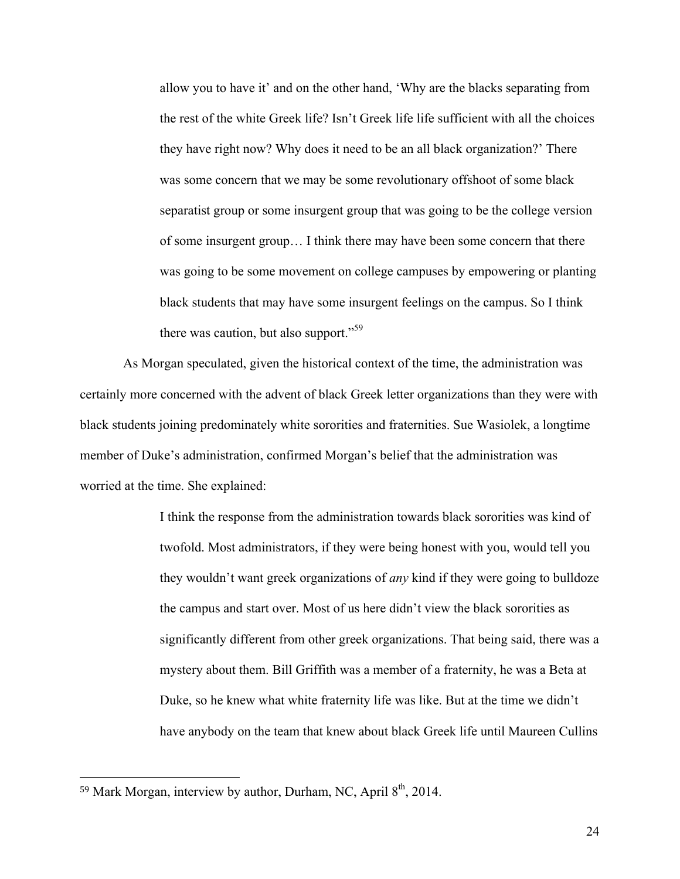> allow you to have it' and on the other hand, 'Why are the blacks separating from the rest of the white Greek life? Isn't Greek life life sufficient with all the choices they have right now? Why does it need to be an all black organization?' There was some concern that we may be some revolutionary offshoot of some black separatist group or some insurgent group that was going to be the college version of some insurgent group… I think there may have been some concern that there was going to be some movement on college campuses by empowering or planting black students that may have some insurgent feelings on the campus. So I think there was caution, but also support."[59]

As Morgan speculated, given the historical context of the time, the administration was certainly more concerned with the advent of black Greek letter organizations than they were with black students joining predominately white sororities and fraternities. Sue Wasiolek, a longtime member of Duke's administration, confirmed Morgan's belief that the administration was worried at the time. She explained:

> I think the response from the administration towards black sororities was kind of twofold. Most administrators, if they were being honest with you, would tell you they wouldn't want greek organizations of *any* kind if they were going to bulldoze the campus and start over. Most of us here didn't view the black sororities as significantly different from other greek organizations. That being said, there was a mystery about them. Bill Griffith was a member of a fraternity, he was a Beta at Duke, so he knew what white fraternity life was like. But at the time we didn't have anybody on the team that knew about black Greek life until Maureen Cullins

---

[59] Mark Morgan, interview by author, Durham, NC, April 8th, 2014.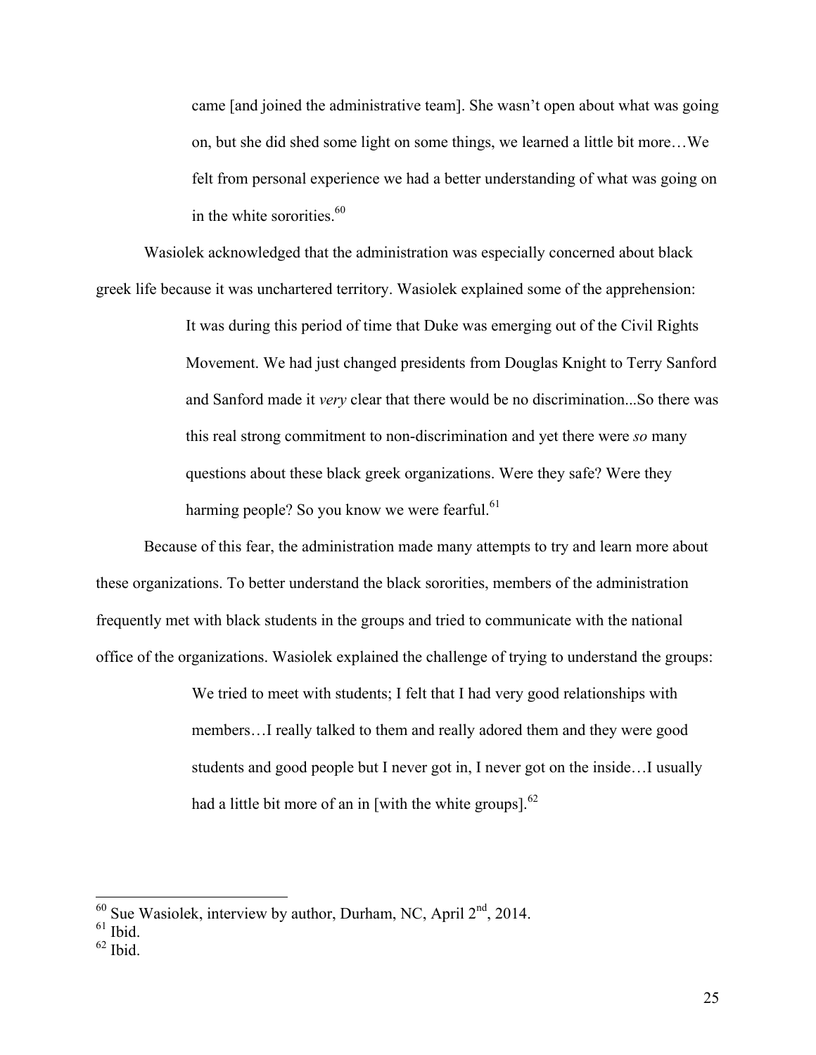> came [and joined the administrative team]. She wasn't open about what was going on, but she did shed some light on some things, we learned a little bit more…We felt from personal experience we had a better understanding of what was going on in the white sororities.[60]

Wasiolek acknowledged that the administration was especially concerned about black greek life because it was unchartered territory. Wasiolek explained some of the apprehension:

> It was during this period of time that Duke was emerging out of the Civil Rights Movement. We had just changed presidents from Douglas Knight to Terry Sanford and Sanford made it *very* clear that there would be no discrimination...So there was this real strong commitment to non-discrimination and yet there were *so* many questions about these black greek organizations. Were they safe? Were they harming people? So you know we were fearful.[61]

Because of this fear, the administration made many attempts to try and learn more about these organizations. To better understand the black sororities, members of the administration frequently met with black students in the groups and tried to communicate with the national office of the organizations. Wasiolek explained the challenge of trying to understand the groups:

> We tried to meet with students; I felt that I had very good relationships with members…I really talked to them and really adored them and they were good students and good people but I never got in, I never got on the inside…I usually had a little bit more of an in [with the white groups].[62]

---

[60] Sue Wasiolek, interview by author, Durham, NC, April 2nd, 2014.
[61] Ibid.
[62] Ibid.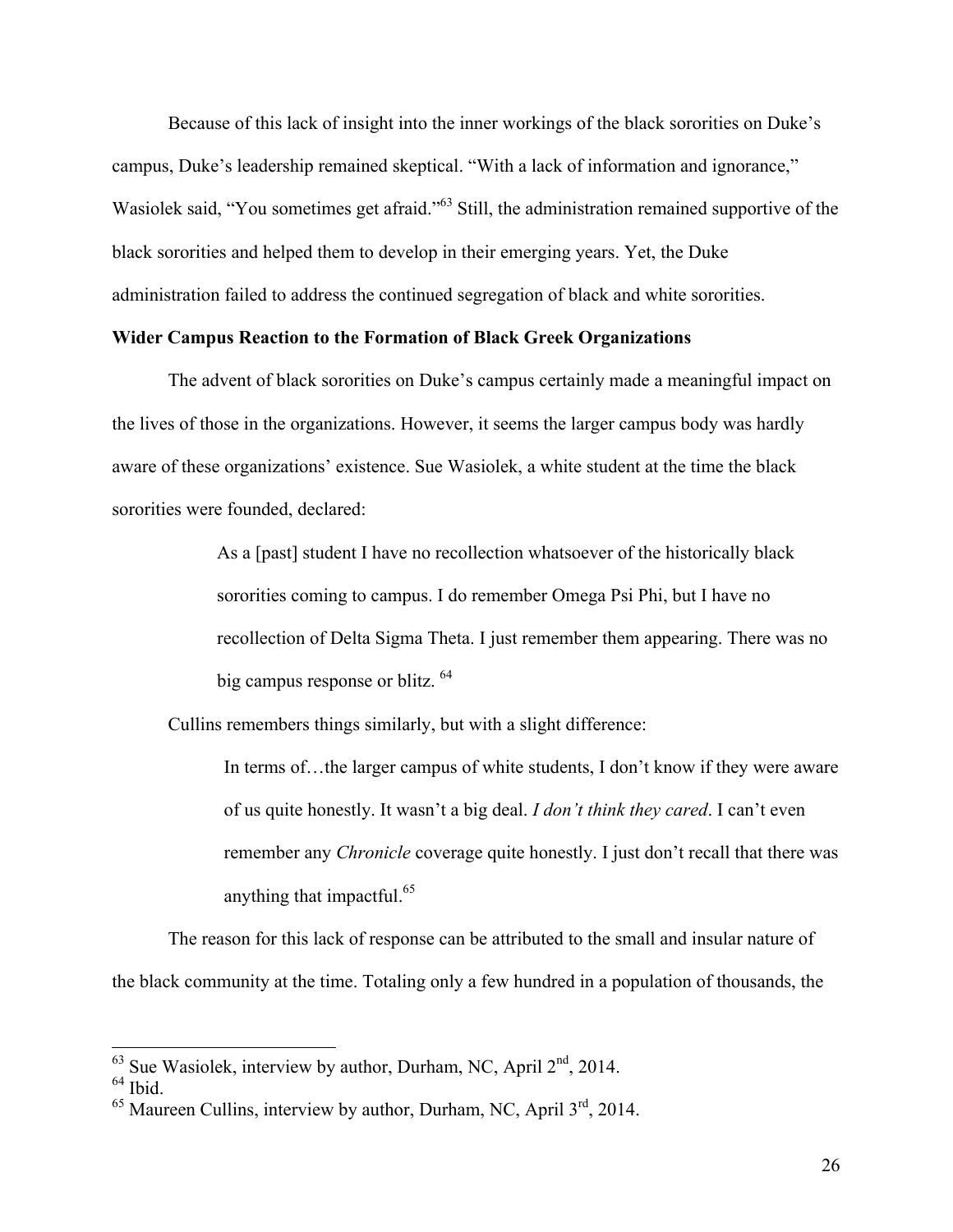Because of this lack of insight into the inner workings of the black sororities on Duke's campus, Duke's leadership remained skeptical. "With a lack of information and ignorance," Wasiolek said, "You sometimes get afraid."[63] Still, the administration remained supportive of the black sororities and helped them to develop in their emerging years. Yet, the Duke administration failed to address the continued segregation of black and white sororities.

**Wider Campus Reaction to the Formation of Black Greek Organizations**

The advent of black sororities on Duke's campus certainly made a meaningful impact on the lives of those in the organizations. However, it seems the larger campus body was hardly aware of these organizations' existence. Sue Wasiolek, a white student at the time the black sororities were founded, declared:

> As a [past] student I have no recollection whatsoever of the historically black sororities coming to campus. I do remember Omega Psi Phi, but I have no recollection of Delta Sigma Theta. I just remember them appearing. There was no big campus response or blitz. [64]

Cullins remembers things similarly, but with a slight difference:

> In terms of…the larger campus of white students, I don't know if they were aware of us quite honestly. It wasn't a big deal. *I don't think they cared*. I can't even remember any *Chronicle* coverage quite honestly. I just don't recall that there was anything that impactful.[65]

The reason for this lack of response can be attributed to the small and insular nature of the black community at the time. Totaling only a few hundred in a population of thousands, the

---

[63] Sue Wasiolek, interview by author, Durham, NC, April 2nd, 2014.

[64] Ibid.

[65] Maureen Cullins, interview by author, Durham, NC, April 3rd, 2014.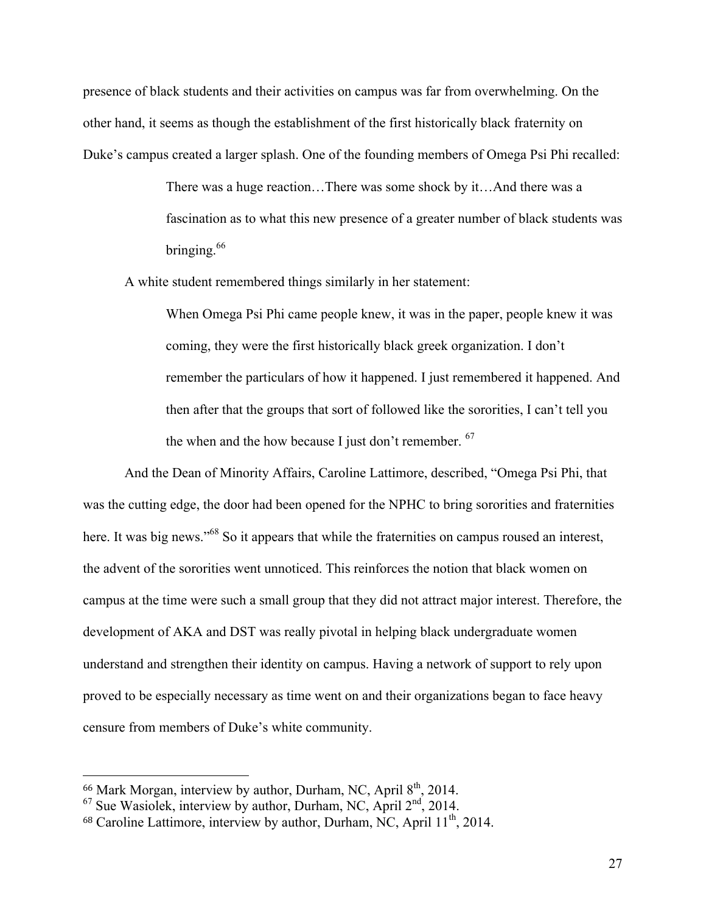presence of black students and their activities on campus was far from overwhelming. On the other hand, it seems as though the establishment of the first historically black fraternity on Duke's campus created a larger splash. One of the founding members of Omega Psi Phi recalled:

> There was a huge reaction…There was some shock by it…And there was a fascination as to what this new presence of a greater number of black students was bringing.[66]

A white student remembered things similarly in her statement:

> When Omega Psi Phi came people knew, it was in the paper, people knew it was coming, they were the first historically black greek organization. I don't remember the particulars of how it happened. I just remembered it happened. And then after that the groups that sort of followed like the sororities, I can't tell you the when and the how because I just don't remember. [67]

And the Dean of Minority Affairs, Caroline Lattimore, described, "Omega Psi Phi, that was the cutting edge, the door had been opened for the NPHC to bring sororities and fraternities here. It was big news."[68] So it appears that while the fraternities on campus roused an interest, the advent of the sororities went unnoticed. This reinforces the notion that black women on campus at the time were such a small group that they did not attract major interest. Therefore, the development of AKA and DST was really pivotal in helping black undergraduate women understand and strengthen their identity on campus. Having a network of support to rely upon proved to be especially necessary as time went on and their organizations began to face heavy censure from members of Duke's white community.

---

[66] Mark Morgan, interview by author, Durham, NC, April 8th, 2014.

[67] Sue Wasiolek, interview by author, Durham, NC, April 2nd, 2014.

[68] Caroline Lattimore, interview by author, Durham, NC, April 11th, 2014.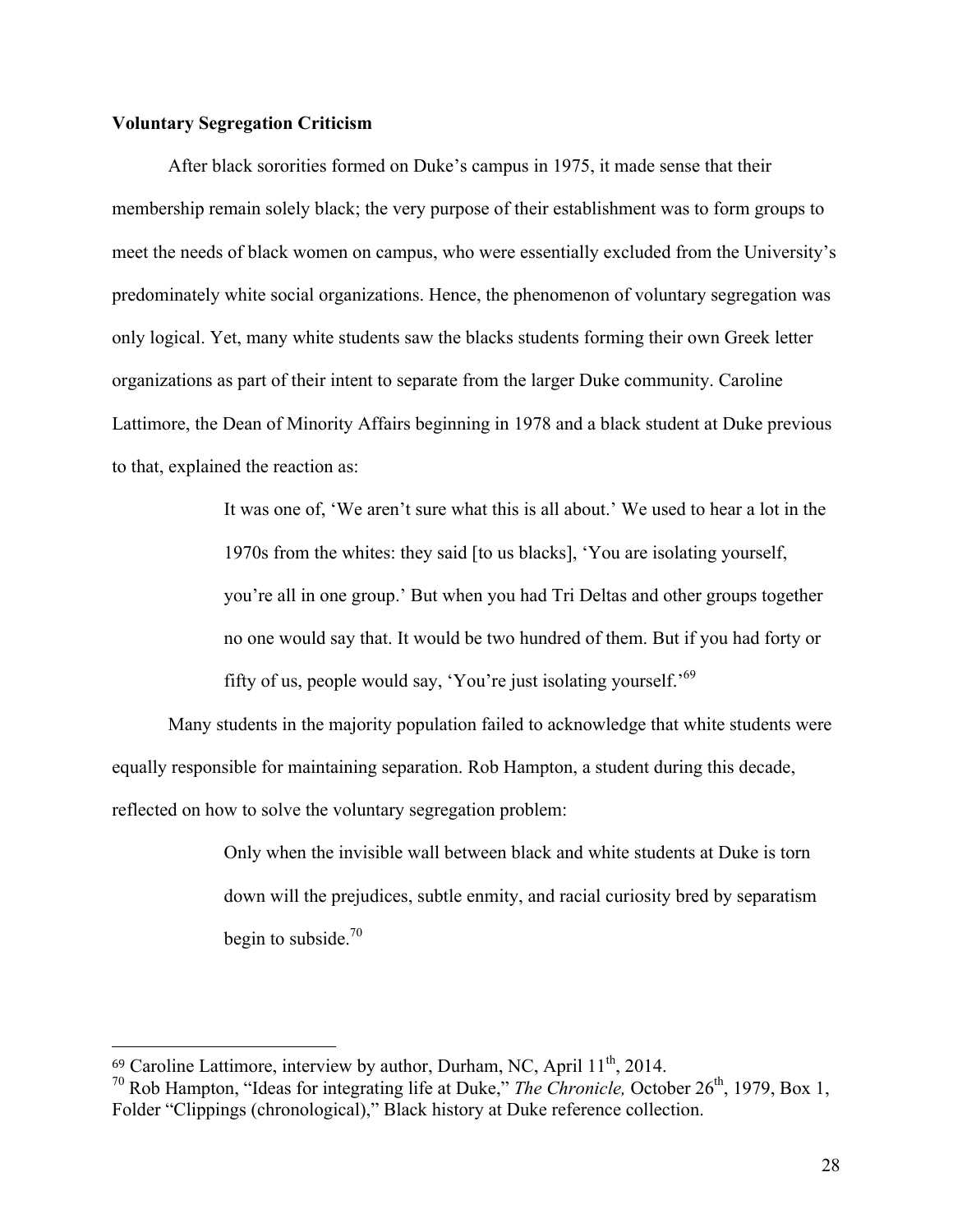**Voluntary Segregation Criticism**

After black sororities formed on Duke's campus in 1975, it made sense that their membership remain solely black; the very purpose of their establishment was to form groups to meet the needs of black women on campus, who were essentially excluded from the University's predominately white social organizations. Hence, the phenomenon of voluntary segregation was only logical. Yet, many white students saw the blacks students forming their own Greek letter organizations as part of their intent to separate from the larger Duke community. Caroline Lattimore, the Dean of Minority Affairs beginning in 1978 and a black student at Duke previous to that, explained the reaction as:

> It was one of, 'We aren't sure what this is all about.' We used to hear a lot in the 1970s from the whites: they said [to us blacks], 'You are isolating yourself, you're all in one group.' But when you had Tri Deltas and other groups together no one would say that. It would be two hundred of them. But if you had forty or fifty of us, people would say, 'You're just isolating yourself.'[69]

Many students in the majority population failed to acknowledge that white students were equally responsible for maintaining separation. Rob Hampton, a student during this decade, reflected on how to solve the voluntary segregation problem:

> Only when the invisible wall between black and white students at Duke is torn down will the prejudices, subtle enmity, and racial curiosity bred by separatism begin to subside.[70]

---

[69] Caroline Lattimore, interview by author, Durham, NC, April 11th, 2014.

[70] Rob Hampton, "Ideas for integrating life at Duke," *The Chronicle,* October 26th, 1979, Box 1, Folder "Clippings (chronological)," Black history at Duke reference collection.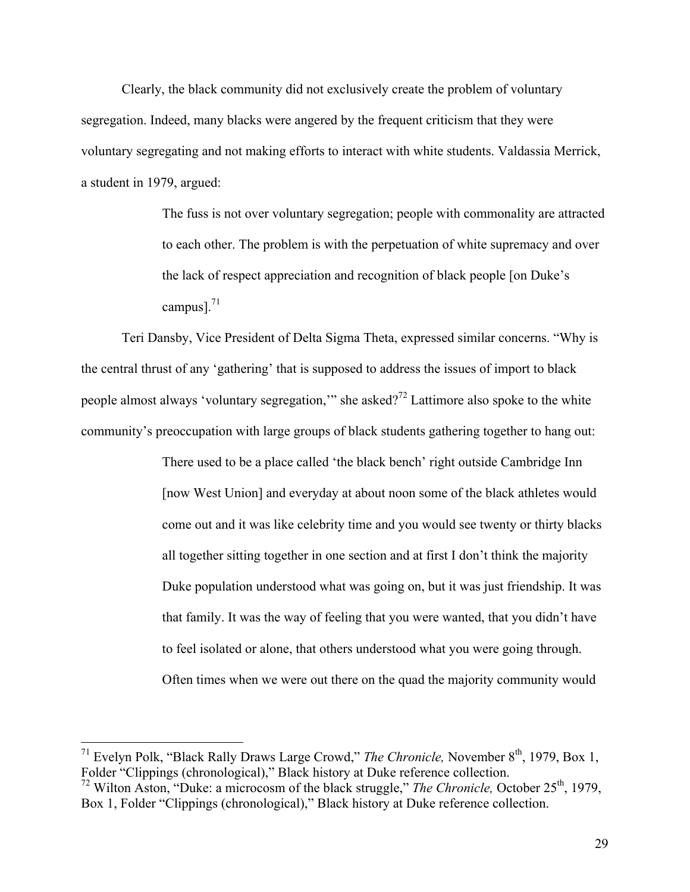Clearly, the black community did not exclusively create the problem of voluntary segregation. Indeed, many blacks were angered by the frequent criticism that they were voluntary segregating and not making efforts to interact with white students. Valdassia Merrick, a student in 1979, argued:

> The fuss is not over voluntary segregation; people with commonality are attracted to each other. The problem is with the perpetuation of white supremacy and over the lack of respect appreciation and recognition of black people [on Duke's campus].[71]

Teri Dansby, Vice President of Delta Sigma Theta, expressed similar concerns. "Why is the central thrust of any 'gathering' that is supposed to address the issues of import to black people almost always 'voluntary segregation,'" she asked?[72] Lattimore also spoke to the white community's preoccupation with large groups of black students gathering together to hang out:

> There used to be a place called 'the black bench' right outside Cambridge Inn [now West Union] and everyday at about noon some of the black athletes would come out and it was like celebrity time and you would see twenty or thirty blacks all together sitting together in one section and at first I don't think the majority Duke population understood what was going on, but it was just friendship. It was that family. It was the way of feeling that you were wanted, that you didn't have to feel isolated or alone, that others understood what you were going through. Often times when we were out there on the quad the majority community would

---

[71] Evelyn Polk, "Black Rally Draws Large Crowd," *The Chronicle,* November 8th, 1979, Box 1, Folder "Clippings (chronological)," Black history at Duke reference collection.

[72] Wilton Aston, "Duke: a microcosm of the black struggle," *The Chronicle,* October 25th, 1979, Box 1, Folder "Clippings (chronological)," Black history at Duke reference collection.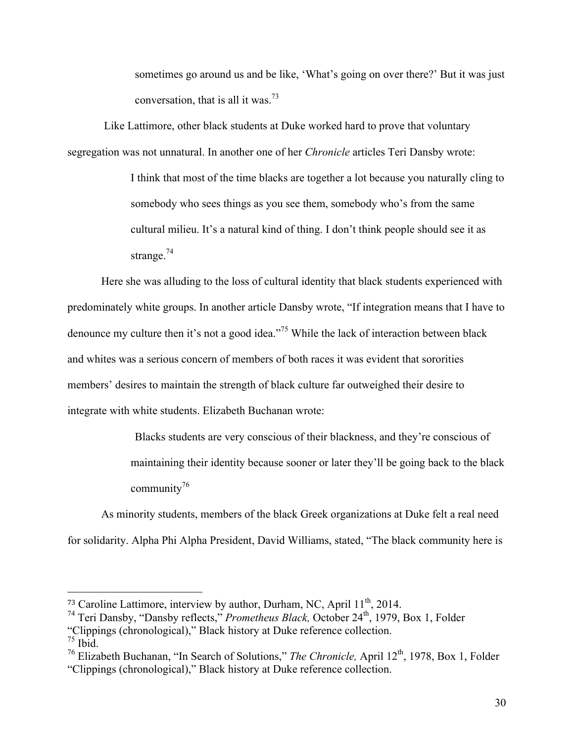> sometimes go around us and be like, 'What's going on over there?' But it was just conversation, that is all it was.[73]

Like Lattimore, other black students at Duke worked hard to prove that voluntary segregation was not unnatural. In another one of her *Chronicle* articles Teri Dansby wrote:

> I think that most of the time blacks are together a lot because you naturally cling to somebody who sees things as you see them, somebody who's from the same cultural milieu. It's a natural kind of thing. I don't think people should see it as strange.[74]

Here she was alluding to the loss of cultural identity that black students experienced with predominately white groups. In another article Dansby wrote, "If integration means that I have to denounce my culture then it's not a good idea."[75] While the lack of interaction between black and whites was a serious concern of members of both races it was evident that sororities members' desires to maintain the strength of black culture far outweighed their desire to integrate with white students. Elizabeth Buchanan wrote:

> Blacks students are very conscious of their blackness, and they're conscious of maintaining their identity because sooner or later they'll be going back to the black community[76]

As minority students, members of the black Greek organizations at Duke felt a real need for solidarity. Alpha Phi Alpha President, David Williams, stated, "The black community here is

---

[73] Caroline Lattimore, interview by author, Durham, NC, April 11th, 2014.

[74] Teri Dansby, "Dansby reflects," *Prometheus Black,* October 24th, 1979, Box 1, Folder "Clippings (chronological)," Black history at Duke reference collection.

[75] Ibid.

[76] Elizabeth Buchanan, "In Search of Solutions," *The Chronicle,* April 12th, 1978, Box 1, Folder "Clippings (chronological)," Black history at Duke reference collection.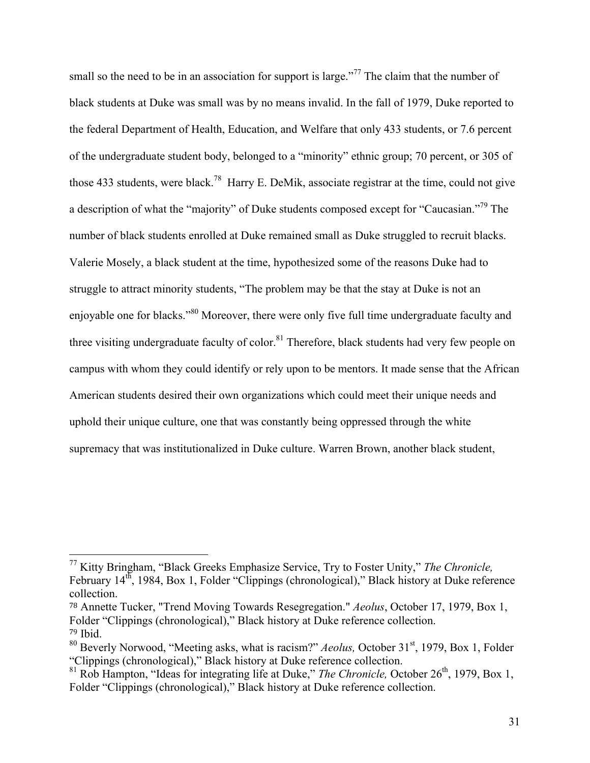small so the need to be in an association for support is large."[77] The claim that the number of black students at Duke was small was by no means invalid. In the fall of 1979, Duke reported to the federal Department of Health, Education, and Welfare that only 433 students, or 7.6 percent of the undergraduate student body, belonged to a "minority" ethnic group; 70 percent, or 305 of those 433 students, were black.[78] Harry E. DeMik, associate registrar at the time, could not give a description of what the "majority" of Duke students composed except for "Caucasian."[79] The number of black students enrolled at Duke remained small as Duke struggled to recruit blacks. Valerie Mosely, a black student at the time, hypothesized some of the reasons Duke had to struggle to attract minority students, "The problem may be that the stay at Duke is not an enjoyable one for blacks."[80] Moreover, there were only five full time undergraduate faculty and three visiting undergraduate faculty of color.[81] Therefore, black students had very few people on campus with whom they could identify or rely upon to be mentors. It made sense that the African American students desired their own organizations which could meet their unique needs and uphold their unique culture, one that was constantly being oppressed through the white supremacy that was institutionalized in Duke culture. Warren Brown, another black student,

---

[77] Kitty Bringham, "Black Greeks Emphasize Service, Try to Foster Unity," *The Chronicle,* February 14th, 1984, Box 1, Folder "Clippings (chronological)," Black history at Duke reference collection.

[78] Annette Tucker, "Trend Moving Towards Resegregation." *Aeolus*, October 17, 1979, Box 1, Folder "Clippings (chronological)," Black history at Duke reference collection.

[79] Ibid.

[80] Beverly Norwood, "Meeting asks, what is racism?" *Aeolus,* October 31st, 1979, Box 1, Folder "Clippings (chronological)," Black history at Duke reference collection.

[81] Rob Hampton, "Ideas for integrating life at Duke," *The Chronicle,* October 26th, 1979, Box 1, Folder "Clippings (chronological)," Black history at Duke reference collection.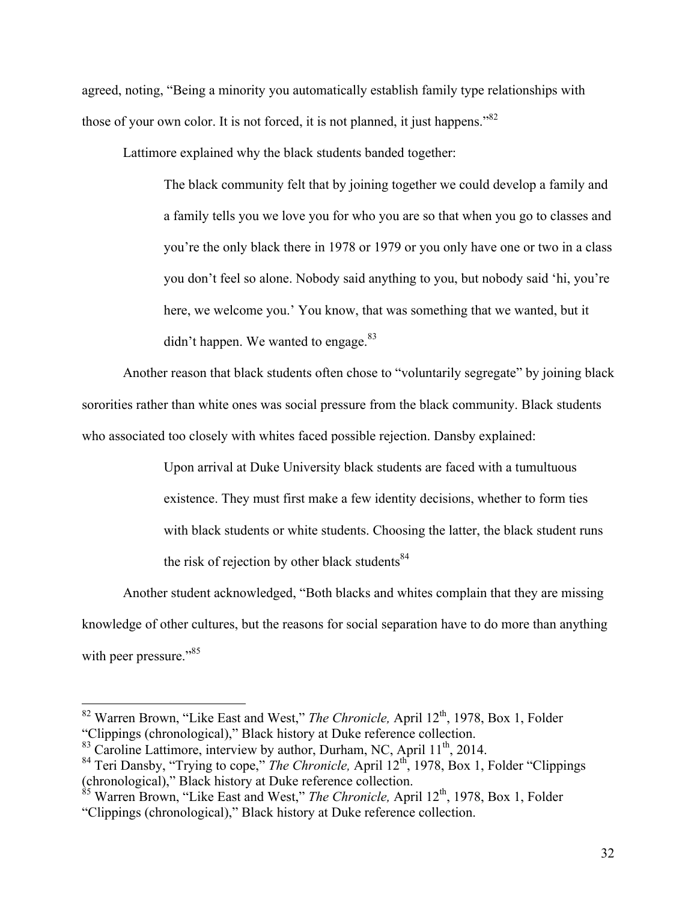agreed, noting, "Being a minority you automatically establish family type relationships with those of your own color. It is not forced, it is not planned, it just happens."[82]

Lattimore explained why the black students banded together:

> The black community felt that by joining together we could develop a family and a family tells you we love you for who you are so that when you go to classes and you're the only black there in 1978 or 1979 or you only have one or two in a class you don't feel so alone. Nobody said anything to you, but nobody said 'hi, you're here, we welcome you.' You know, that was something that we wanted, but it didn't happen. We wanted to engage.[83]

Another reason that black students often chose to "voluntarily segregate" by joining black sororities rather than white ones was social pressure from the black community. Black students who associated too closely with whites faced possible rejection. Dansby explained:

> Upon arrival at Duke University black students are faced with a tumultuous existence. They must first make a few identity decisions, whether to form ties with black students or white students. Choosing the latter, the black student runs the risk of rejection by other black students[84]

Another student acknowledged, "Both blacks and whites complain that they are missing knowledge of other cultures, but the reasons for social separation have to do more than anything with peer pressure."[85]

---

[82] Warren Brown, "Like East and West," *The Chronicle,* April 12th, 1978, Box 1, Folder "Clippings (chronological)," Black history at Duke reference collection.

[83] Caroline Lattimore, interview by author, Durham, NC, April 11th, 2014.

[84] Teri Dansby, "Trying to cope," *The Chronicle,* April 12th, 1978, Box 1, Folder "Clippings (chronological)," Black history at Duke reference collection.

[85] Warren Brown, "Like East and West," *The Chronicle,* April 12th, 1978, Box 1, Folder "Clippings (chronological)," Black history at Duke reference collection.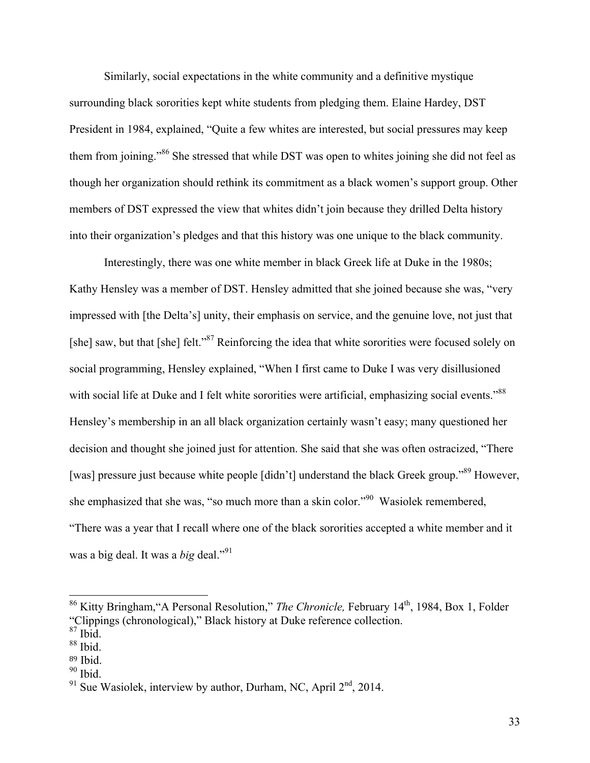Similarly, social expectations in the white community and a definitive mystique surrounding black sororities kept white students from pledging them. Elaine Hardey, DST President in 1984, explained, "Quite a few whites are interested, but social pressures may keep them from joining."[86] She stressed that while DST was open to whites joining she did not feel as though her organization should rethink its commitment as a black women's support group. Other members of DST expressed the view that whites didn't join because they drilled Delta history into their organization's pledges and that this history was one unique to the black community.

Interestingly, there was one white member in black Greek life at Duke in the 1980s; Kathy Hensley was a member of DST. Hensley admitted that she joined because she was, "very impressed with [the Delta's] unity, their emphasis on service, and the genuine love, not just that [she] saw, but that [she] felt."[87] Reinforcing the idea that white sororities were focused solely on social programming, Hensley explained, "When I first came to Duke I was very disillusioned with social life at Duke and I felt white sororities were artificial, emphasizing social events."[88] Hensley's membership in an all black organization certainly wasn't easy; many questioned her decision and thought she joined just for attention. She said that she was often ostracized, "There [was] pressure just because white people [didn't] understand the black Greek group."[89] However, she emphasized that she was, "so much more than a skin color."[90] Wasiolek remembered, "There was a year that I recall where one of the black sororities accepted a white member and it was a big deal. It was a *big* deal."[91]

---

[86] Kitty Bringham, "A Personal Resolution," *The Chronicle,* February 14th, 1984, Box 1, Folder "Clippings (chronological)," Black history at Duke reference collection.

[87] Ibid.

[88] Ibid.

[89] Ibid.

[90] Ibid.

[91] Sue Wasiolek, interview by author, Durham, NC, April 2nd, 2014.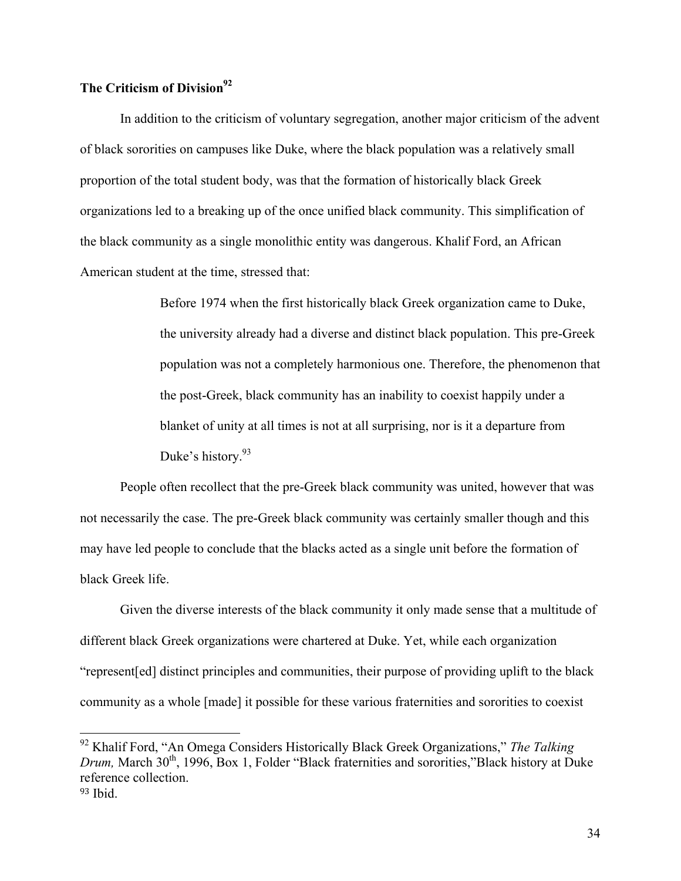**The Criticism of Division**[92]

In addition to the criticism of voluntary segregation, another major criticism of the advent of black sororities on campuses like Duke, where the black population was a relatively small proportion of the total student body, was that the formation of historically black Greek organizations led to a breaking up of the once unified black community. This simplification of the black community as a single monolithic entity was dangerous. Khalif Ford, an African American student at the time, stressed that:

> Before 1974 when the first historically black Greek organization came to Duke, the university already had a diverse and distinct black population. This pre-Greek population was not a completely harmonious one. Therefore, the phenomenon that the post-Greek, black community has an inability to coexist happily under a blanket of unity at all times is not at all surprising, nor is it a departure from Duke's history.[93]

People often recollect that the pre-Greek black community was united, however that was not necessarily the case. The pre-Greek black community was certainly smaller though and this may have led people to conclude that the blacks acted as a single unit before the formation of black Greek life.

Given the diverse interests of the black community it only made sense that a multitude of different black Greek organizations were chartered at Duke. Yet, while each organization "represent[ed] distinct principles and communities, their purpose of providing uplift to the black community as a whole [made] it possible for these various fraternities and sororities to coexist

---

[92] Khalif Ford, "An Omega Considers Historically Black Greek Organizations," *The Talking Drum,* March 30th, 1996, Box 1, Folder "Black fraternities and sororities,"Black history at Duke reference collection.

[93] Ibid.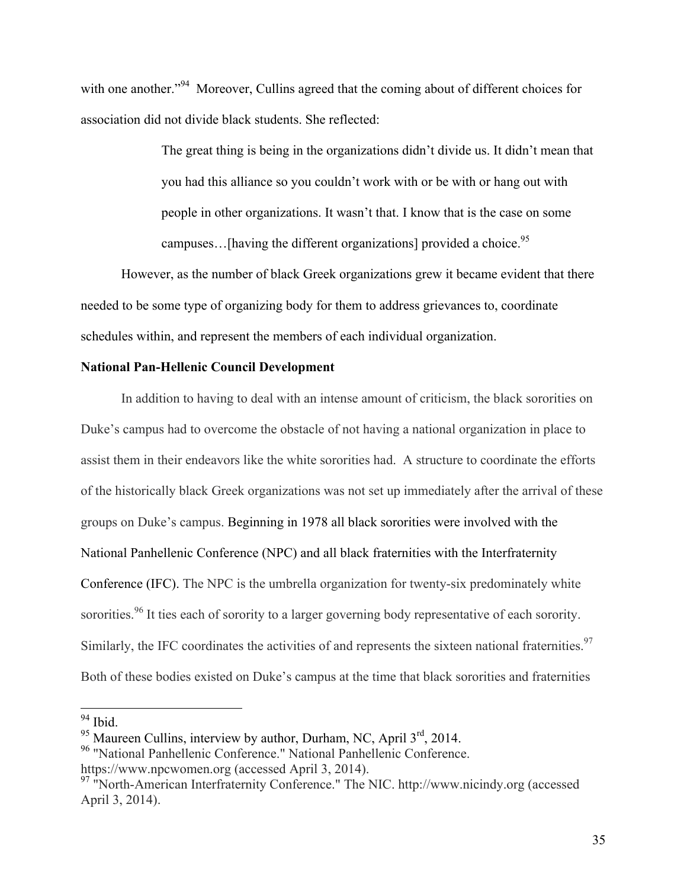with one another."[94] Moreover, Cullins agreed that the coming about of different choices for association did not divide black students. She reflected:

> The great thing is being in the organizations didn't divide us. It didn't mean that you had this alliance so you couldn't work with or be with or hang out with people in other organizations. It wasn't that. I know that is the case on some campuses…[having the different organizations] provided a choice.[95]

However, as the number of black Greek organizations grew it became evident that there needed to be some type of organizing body for them to address grievances to, coordinate schedules within, and represent the members of each individual organization.

**National Pan-Hellenic Council Development**

In addition to having to deal with an intense amount of criticism, the black sororities on Duke's campus had to overcome the obstacle of not having a national organization in place to assist them in their endeavors like the white sororities had. A structure to coordinate the efforts of the historically black Greek organizations was not set up immediately after the arrival of these groups on Duke's campus. Beginning in 1978 all black sororities were involved with the National Panhellenic Conference (NPC) and all black fraternities with the Interfraternity Conference (IFC). The NPC is the umbrella organization for twenty-six predominately white sororities.[96] It ties each of sorority to a larger governing body representative of each sorority. Similarly, the IFC coordinates the activities of and represents the sixteen national fraternities.[97] Both of these bodies existed on Duke's campus at the time that black sororities and fraternities

---

[94] Ibid.

[95] Maureen Cullins, interview by author, Durham, NC, April 3rd, 2014.

[96] "National Panhellenic Conference." National Panhellenic Conference. https://www.npcwomen.org (accessed April 3, 2014).

[97] "North-American Interfraternity Conference." The NIC. http://www.nicindy.org (accessed April 3, 2014).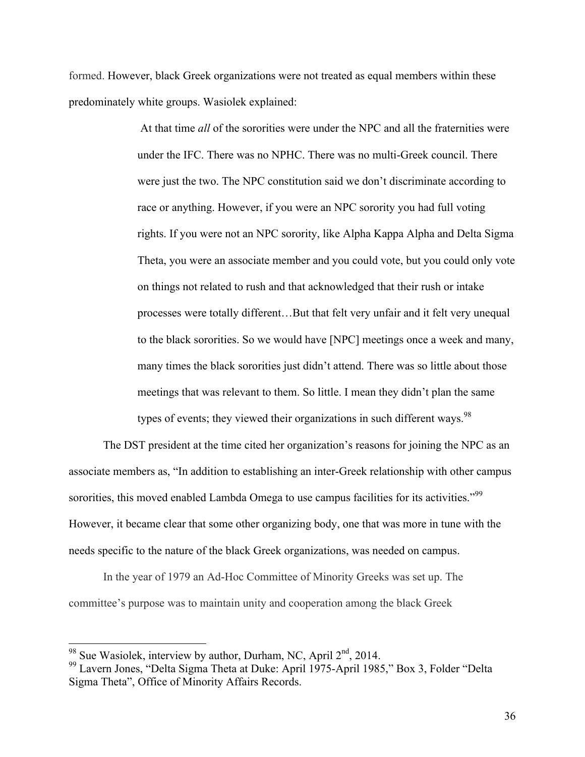formed. However, black Greek organizations were not treated as equal members within these predominately white groups. Wasiolek explained:

> At that time *all* of the sororities were under the NPC and all the fraternities were under the IFC. There was no NPHC. There was no multi-Greek council. There were just the two. The NPC constitution said we don't discriminate according to race or anything. However, if you were an NPC sorority you had full voting rights. If you were not an NPC sorority, like Alpha Kappa Alpha and Delta Sigma Theta, you were an associate member and you could vote, but you could only vote on things not related to rush and that acknowledged that their rush or intake processes were totally different…But that felt very unfair and it felt very unequal to the black sororities. So we would have [NPC] meetings once a week and many, many times the black sororities just didn't attend. There was so little about those meetings that was relevant to them. So little. I mean they didn't plan the same types of events; they viewed their organizations in such different ways.[98]

The DST president at the time cited her organization's reasons for joining the NPC as an associate members as, "In addition to establishing an inter-Greek relationship with other campus sororities, this moved enabled Lambda Omega to use campus facilities for its activities."[99] However, it became clear that some other organizing body, one that was more in tune with the needs specific to the nature of the black Greek organizations, was needed on campus.

In the year of 1979 an Ad-Hoc Committee of Minority Greeks was set up. The committee's purpose was to maintain unity and cooperation among the black Greek

---

[98] Sue Wasiolek, interview by author, Durham, NC, April 2nd, 2014.

[99] Lavern Jones, "Delta Sigma Theta at Duke: April 1975-April 1985," Box 3, Folder "Delta Sigma Theta", Office of Minority Affairs Records.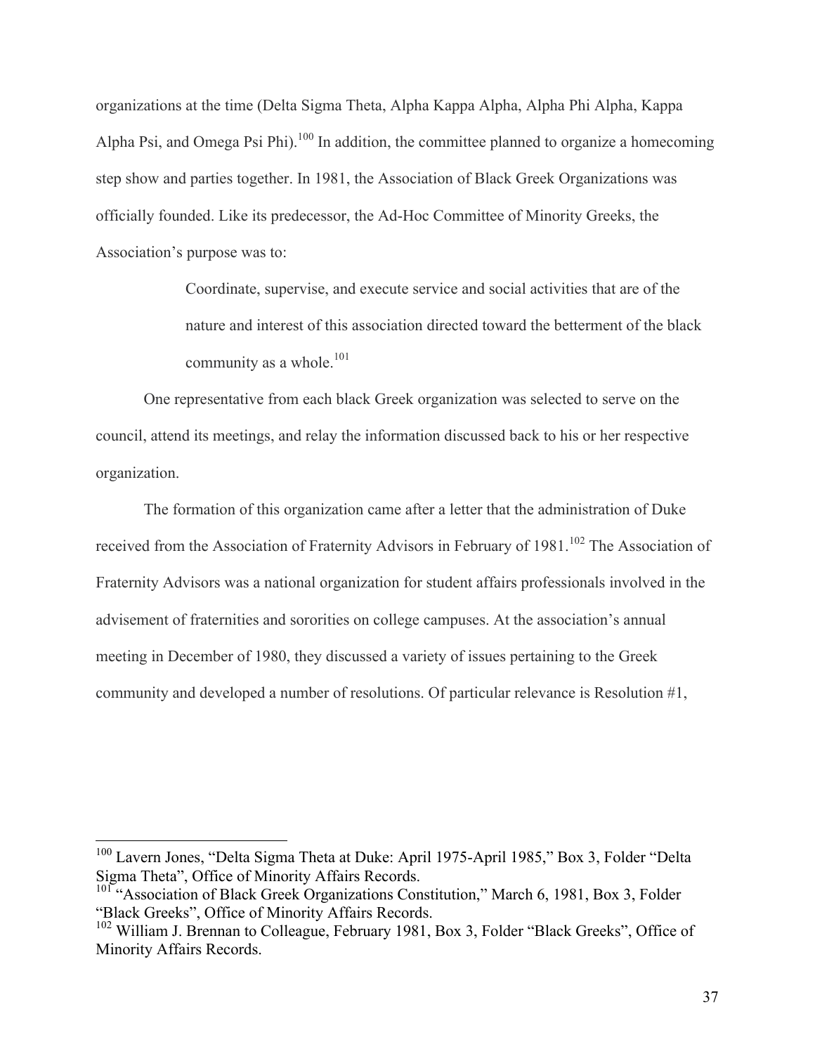organizations at the time (Delta Sigma Theta, Alpha Kappa Alpha, Alpha Phi Alpha, Kappa Alpha Psi, and Omega Psi Phi).[100] In addition, the committee planned to organize a homecoming step show and parties together. In 1981, the Association of Black Greek Organizations was officially founded. Like its predecessor, the Ad-Hoc Committee of Minority Greeks, the Association's purpose was to:

> Coordinate, supervise, and execute service and social activities that are of the nature and interest of this association directed toward the betterment of the black community as a whole.[101]

One representative from each black Greek organization was selected to serve on the council, attend its meetings, and relay the information discussed back to his or her respective organization.

The formation of this organization came after a letter that the administration of Duke received from the Association of Fraternity Advisors in February of 1981.[102] The Association of Fraternity Advisors was a national organization for student affairs professionals involved in the advisement of fraternities and sororities on college campuses. At the association's annual meeting in December of 1980, they discussed a variety of issues pertaining to the Greek community and developed a number of resolutions. Of particular relevance is Resolution #1,

---

[100] Lavern Jones, "Delta Sigma Theta at Duke: April 1975-April 1985," Box 3, Folder "Delta Sigma Theta", Office of Minority Affairs Records.

[101] "Association of Black Greek Organizations Constitution," March 6, 1981, Box 3, Folder "Black Greeks", Office of Minority Affairs Records.

[102] William J. Brennan to Colleague, February 1981, Box 3, Folder "Black Greeks", Office of Minority Affairs Records.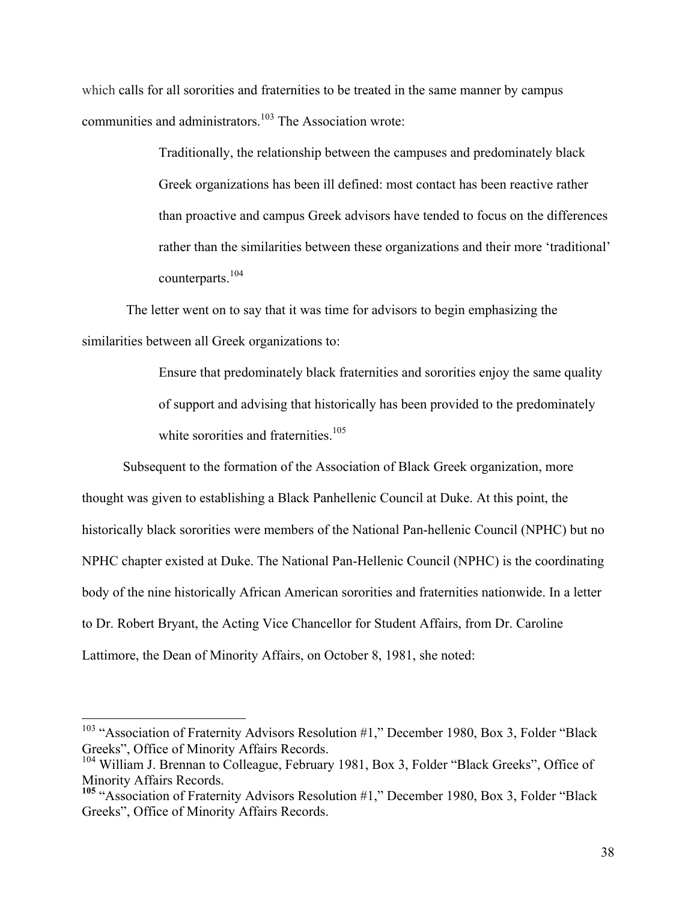which calls for all sororities and fraternities to be treated in the same manner by campus communities and administrators.[103] The Association wrote:

> Traditionally, the relationship between the campuses and predominately black Greek organizations has been ill defined: most contact has been reactive rather than proactive and campus Greek advisors have tended to focus on the differences rather than the similarities between these organizations and their more 'traditional' counterparts.[104]

The letter went on to say that it was time for advisors to begin emphasizing the similarities between all Greek organizations to:

> Ensure that predominately black fraternities and sororities enjoy the same quality of support and advising that historically has been provided to the predominately white sororities and fraternities.[105]

Subsequent to the formation of the Association of Black Greek organization, more thought was given to establishing a Black Panhellenic Council at Duke. At this point, the historically black sororities were members of the National Pan-hellenic Council (NPHC) but no NPHC chapter existed at Duke. The National Pan-Hellenic Council (NPHC) is the coordinating body of the nine historically African American sororities and fraternities nationwide. In a letter to Dr. Robert Bryant, the Acting Vice Chancellor for Student Affairs, from Dr. Caroline Lattimore, the Dean of Minority Affairs, on October 8, 1981, she noted:

---

[103] "Association of Fraternity Advisors Resolution #1," December 1980, Box 3, Folder "Black Greeks", Office of Minority Affairs Records.

[104] William J. Brennan to Colleague, February 1981, Box 3, Folder "Black Greeks", Office of Minority Affairs Records.

[105] "Association of Fraternity Advisors Resolution #1," December 1980, Box 3, Folder "Black Greeks", Office of Minority Affairs Records.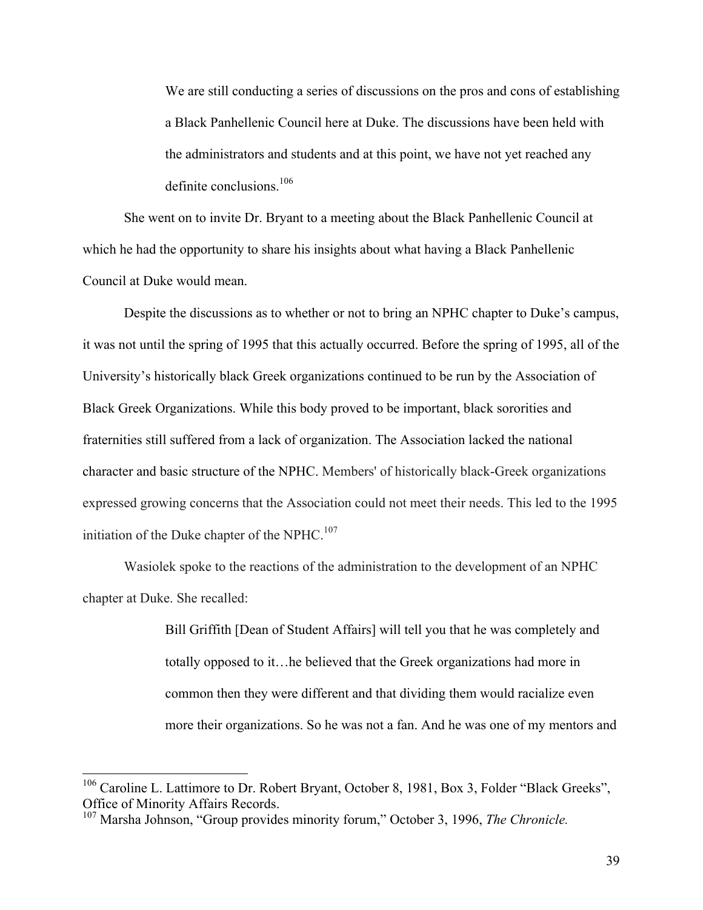> We are still conducting a series of discussions on the pros and cons of establishing a Black Panhellenic Council here at Duke. The discussions have been held with the administrators and students and at this point, we have not yet reached any definite conclusions.[106]

She went on to invite Dr. Bryant to a meeting about the Black Panhellenic Council at which he had the opportunity to share his insights about what having a Black Panhellenic Council at Duke would mean.

Despite the discussions as to whether or not to bring an NPHC chapter to Duke's campus, it was not until the spring of 1995 that this actually occurred. Before the spring of 1995, all of the University's historically black Greek organizations continued to be run by the Association of Black Greek Organizations. While this body proved to be important, black sororities and fraternities still suffered from a lack of organization. The Association lacked the national character and basic structure of the NPHC. Members' of historically black-Greek organizations expressed growing concerns that the Association could not meet their needs. This led to the 1995 initiation of the Duke chapter of the NPHC.[107]

Wasiolek spoke to the reactions of the administration to the development of an NPHC chapter at Duke. She recalled:

> Bill Griffith [Dean of Student Affairs] will tell you that he was completely and totally opposed to it…he believed that the Greek organizations had more in common then they were different and that dividing them would racialize even more their organizations. So he was not a fan. And he was one of my mentors and

---

[106] Caroline L. Lattimore to Dr. Robert Bryant, October 8, 1981, Box 3, Folder "Black Greeks", Office of Minority Affairs Records.

[107] Marsha Johnson, "Group provides minority forum," October 3, 1996, *The Chronicle.*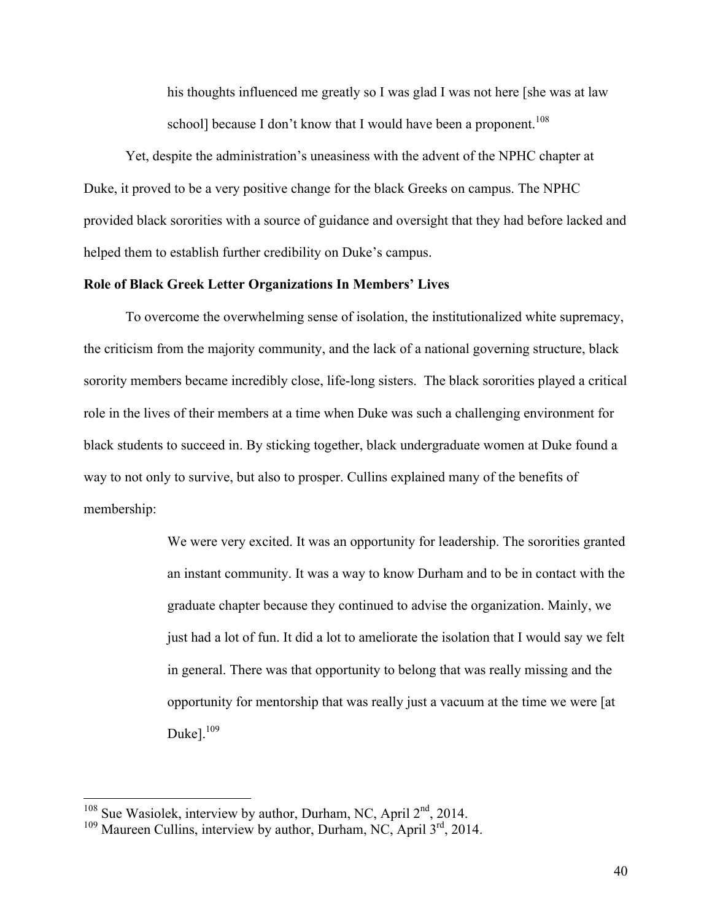> his thoughts influenced me greatly so I was glad I was not here [she was at law school] because I don't know that I would have been a proponent.[108]

Yet, despite the administration's uneasiness with the advent of the NPHC chapter at Duke, it proved to be a very positive change for the black Greeks on campus. The NPHC provided black sororities with a source of guidance and oversight that they had before lacked and helped them to establish further credibility on Duke's campus.

**Role of Black Greek Letter Organizations In Members' Lives**

To overcome the overwhelming sense of isolation, the institutionalized white supremacy, the criticism from the majority community, and the lack of a national governing structure, black sorority members became incredibly close, life-long sisters. The black sororities played a critical role in the lives of their members at a time when Duke was such a challenging environment for black students to succeed in. By sticking together, black undergraduate women at Duke found a way to not only to survive, but also to prosper. Cullins explained many of the benefits of membership:

> We were very excited. It was an opportunity for leadership. The sororities granted an instant community. It was a way to know Durham and to be in contact with the graduate chapter because they continued to advise the organization. Mainly, we just had a lot of fun. It did a lot to ameliorate the isolation that I would say we felt in general. There was that opportunity to belong that was really missing and the opportunity for mentorship that was really just a vacuum at the time we were [at Duke].[109]

---

[108] Sue Wasiolek, interview by author, Durham, NC, April 2nd, 2014.

[109] Maureen Cullins, interview by author, Durham, NC, April 3rd, 2014.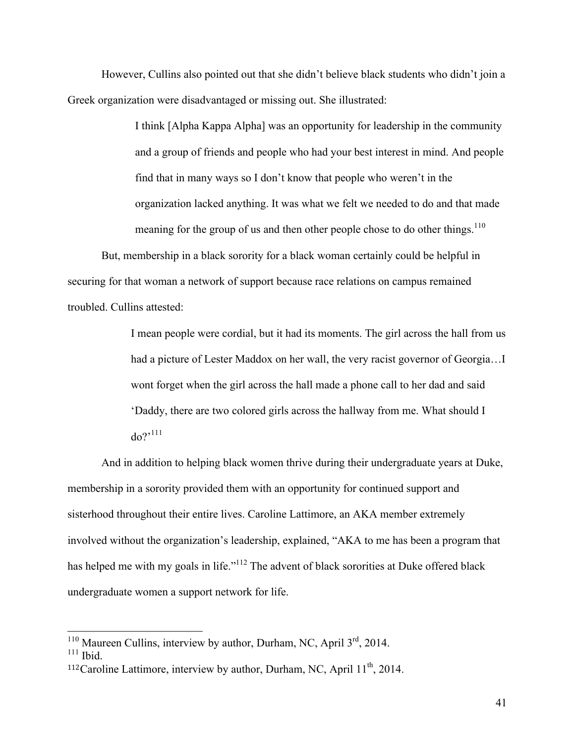However, Cullins also pointed out that she didn't believe black students who didn't join a Greek organization were disadvantaged or missing out. She illustrated:

> I think [Alpha Kappa Alpha] was an opportunity for leadership in the community and a group of friends and people who had your best interest in mind. And people find that in many ways so I don't know that people who weren't in the organization lacked anything. It was what we felt we needed to do and that made meaning for the group of us and then other people chose to do other things.[110]

But, membership in a black sorority for a black woman certainly could be helpful in securing for that woman a network of support because race relations on campus remained troubled. Cullins attested:

> I mean people were cordial, but it had its moments. The girl across the hall from us had a picture of Lester Maddox on her wall, the very racist governor of Georgia…I wont forget when the girl across the hall made a phone call to her dad and said 'Daddy, there are two colored girls across the hallway from me. What should I do?'[111]

And in addition to helping black women thrive during their undergraduate years at Duke, membership in a sorority provided them with an opportunity for continued support and sisterhood throughout their entire lives. Caroline Lattimore, an AKA member extremely involved without the organization's leadership, explained, "AKA to me has been a program that has helped me with my goals in life."[112] The advent of black sororities at Duke offered black undergraduate women a support network for life.

---

[110] Maureen Cullins, interview by author, Durham, NC, April 3rd, 2014.

[111] Ibid.

[112] Caroline Lattimore, interview by author, Durham, NC, April 11th, 2014.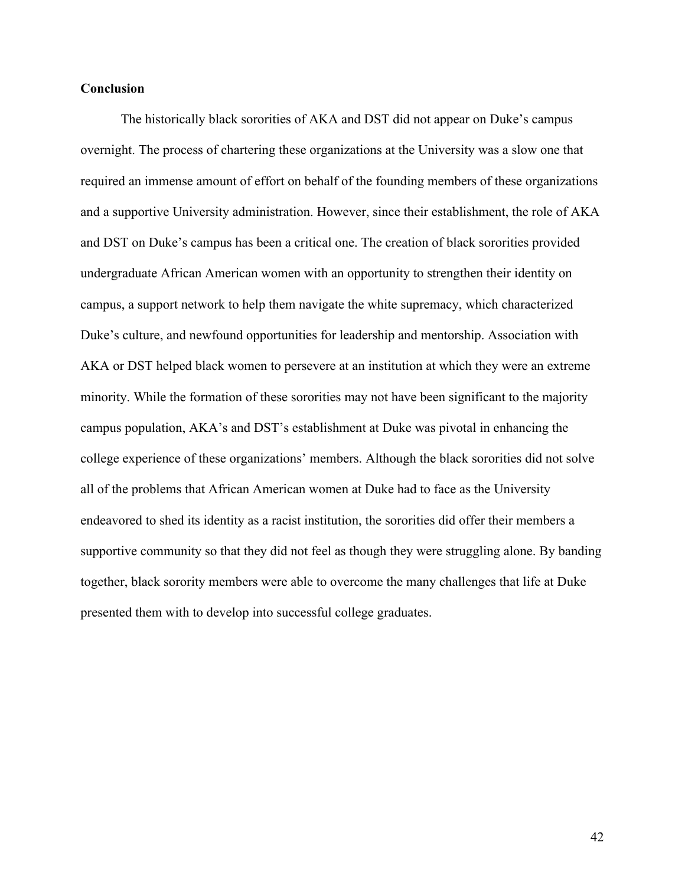**Conclusion**

The historically black sororities of AKA and DST did not appear on Duke's campus overnight. The process of chartering these organizations at the University was a slow one that required an immense amount of effort on behalf of the founding members of these organizations and a supportive University administration. However, since their establishment, the role of AKA and DST on Duke's campus has been a critical one. The creation of black sororities provided undergraduate African American women with an opportunity to strengthen their identity on campus, a support network to help them navigate the white supremacy, which characterized Duke's culture, and newfound opportunities for leadership and mentorship. Association with AKA or DST helped black women to persevere at an institution at which they were an extreme minority. While the formation of these sororities may not have been significant to the majority campus population, AKA's and DST's establishment at Duke was pivotal in enhancing the college experience of these organizations' members. Although the black sororities did not solve all of the problems that African American women at Duke had to face as the University endeavored to shed its identity as a racist institution, the sororities did offer their members a supportive community so that they did not feel as though they were struggling alone. By banding together, black sorority members were able to overcome the many challenges that life at Duke presented them with to develop into successful college graduates.